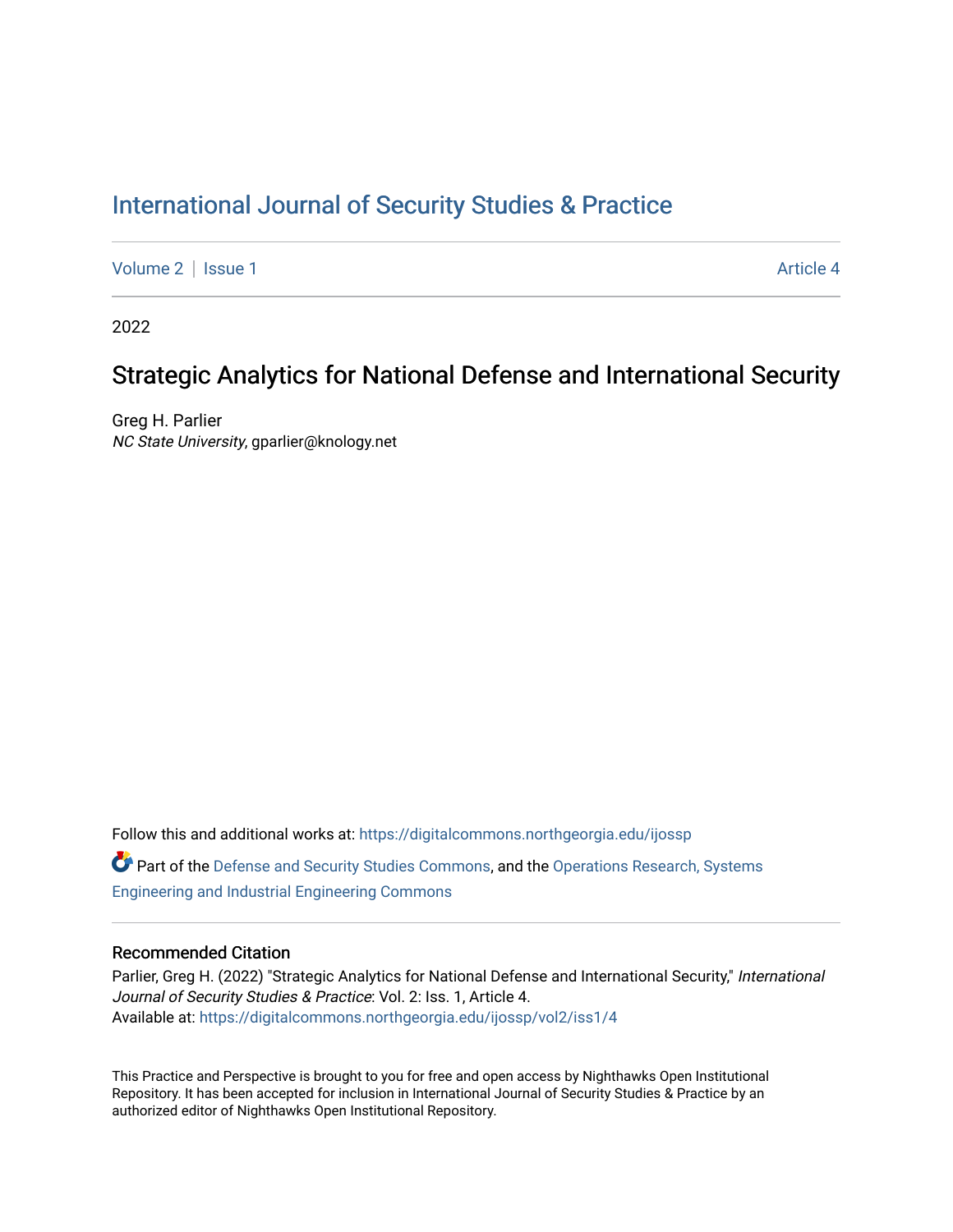# International Journal of Security Studies & Practice

Volume 2 | Issue 1 Article 4

2022

## Strategic Analytics for National Defense and International Security

Greg H. Parlier
*NC State University*, gparlier@knology.net

Follow this and additional works at: https://digitalcommons.northgeorgia.edu/ijossp

Part of the Defense and Security Studies Commons, and the Operations Research, Systems Engineering and Industrial Engineering Commons

### Recommended Citation

Parlier, Greg H. (2022) "Strategic Analytics for National Defense and International Security," *International Journal of Security Studies & Practice*: Vol. 2: Iss. 1, Article 4.
Available at: https://digitalcommons.northgeorgia.edu/ijossp/vol2/iss1/4

This Practice and Perspective is brought to you for free and open access by Nighthawks Open Institutional Repository. It has been accepted for inclusion in International Journal of Security Studies & Practice by an authorized editor of Nighthawks Open Institutional Repository.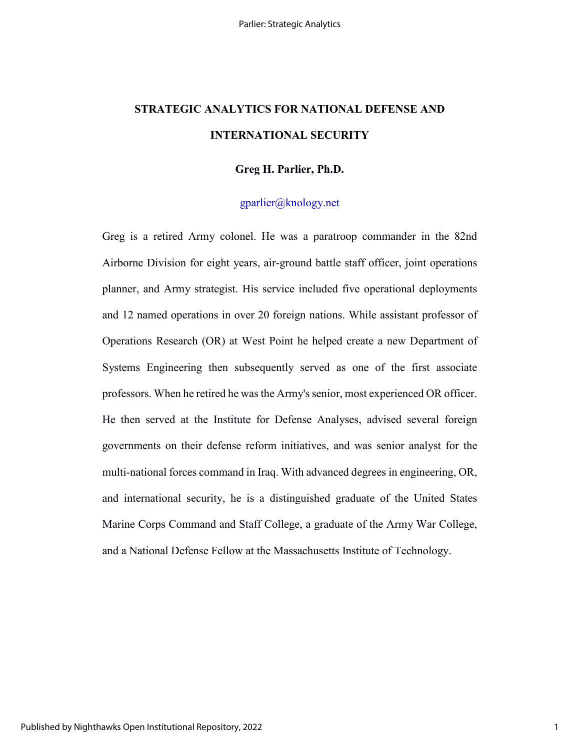# STRATEGIC ANALYTICS FOR NATIONAL DEFENSE AND INTERNATIONAL SECURITY

**Greg H. Parlier, Ph.D.**

gparlier@knology.net

Greg is a retired Army colonel. He was a paratroop commander in the 82nd Airborne Division for eight years, air-ground battle staff officer, joint operations planner, and Army strategist. His service included five operational deployments and 12 named operations in over 20 foreign nations. While assistant professor of Operations Research (OR) at West Point he helped create a new Department of Systems Engineering then subsequently served as one of the first associate professors. When he retired he was the Army's senior, most experienced OR officer. He then served at the Institute for Defense Analyses, advised several foreign governments on their defense reform initiatives, and was senior analyst for the multi-national forces command in Iraq. With advanced degrees in engineering, OR, and international security, he is a distinguished graduate of the United States Marine Corps Command and Staff College, a graduate of the Army War College, and a National Defense Fellow at the Massachusetts Institute of Technology.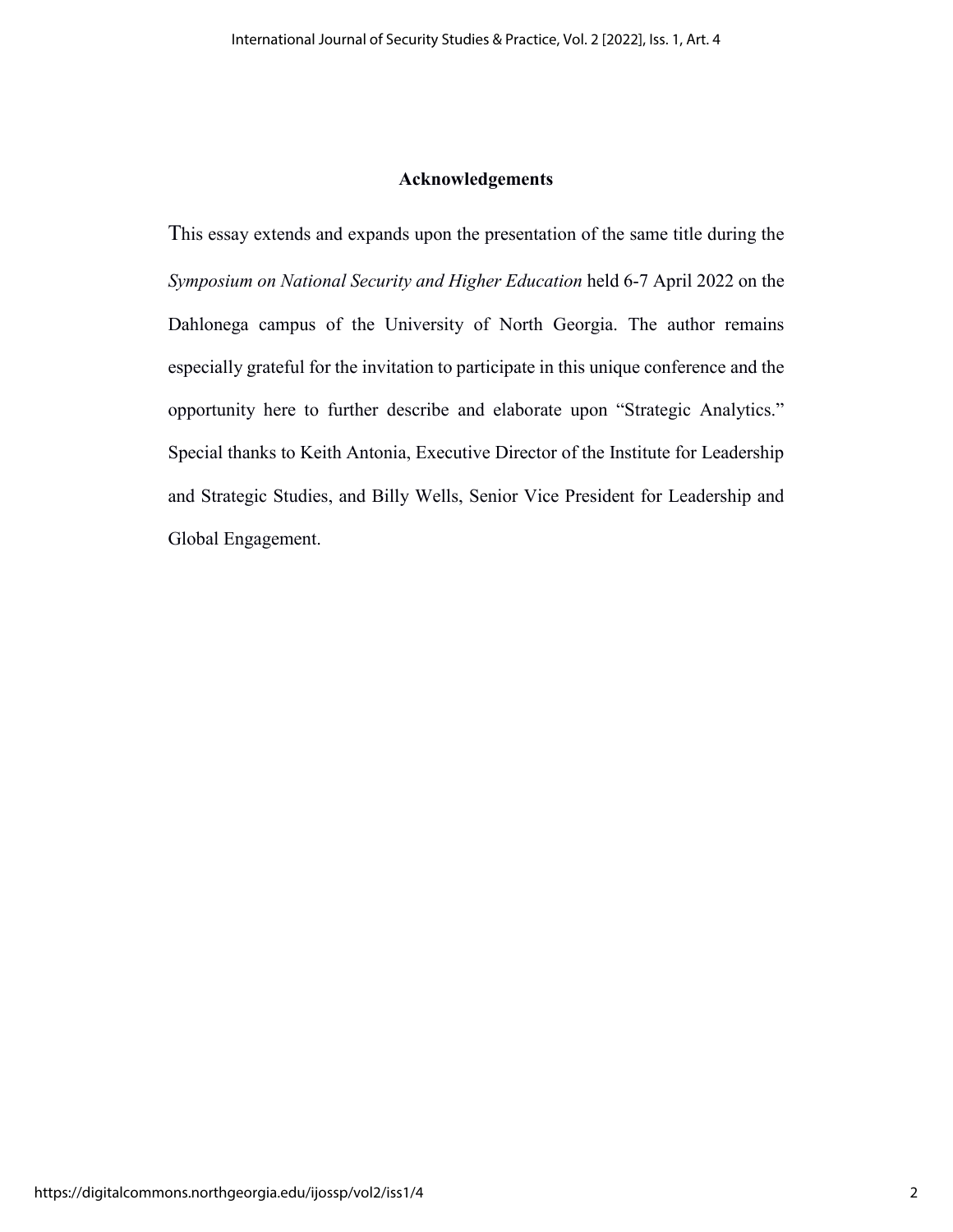## Acknowledgements

This essay extends and expands upon the presentation of the same title during the *Symposium on National Security and Higher Education* held 6-7 April 2022 on the Dahlonega campus of the University of North Georgia. The author remains especially grateful for the invitation to participate in this unique conference and the opportunity here to further describe and elaborate upon "Strategic Analytics." Special thanks to Keith Antonia, Executive Director of the Institute for Leadership and Strategic Studies, and Billy Wells, Senior Vice President for Leadership and Global Engagement.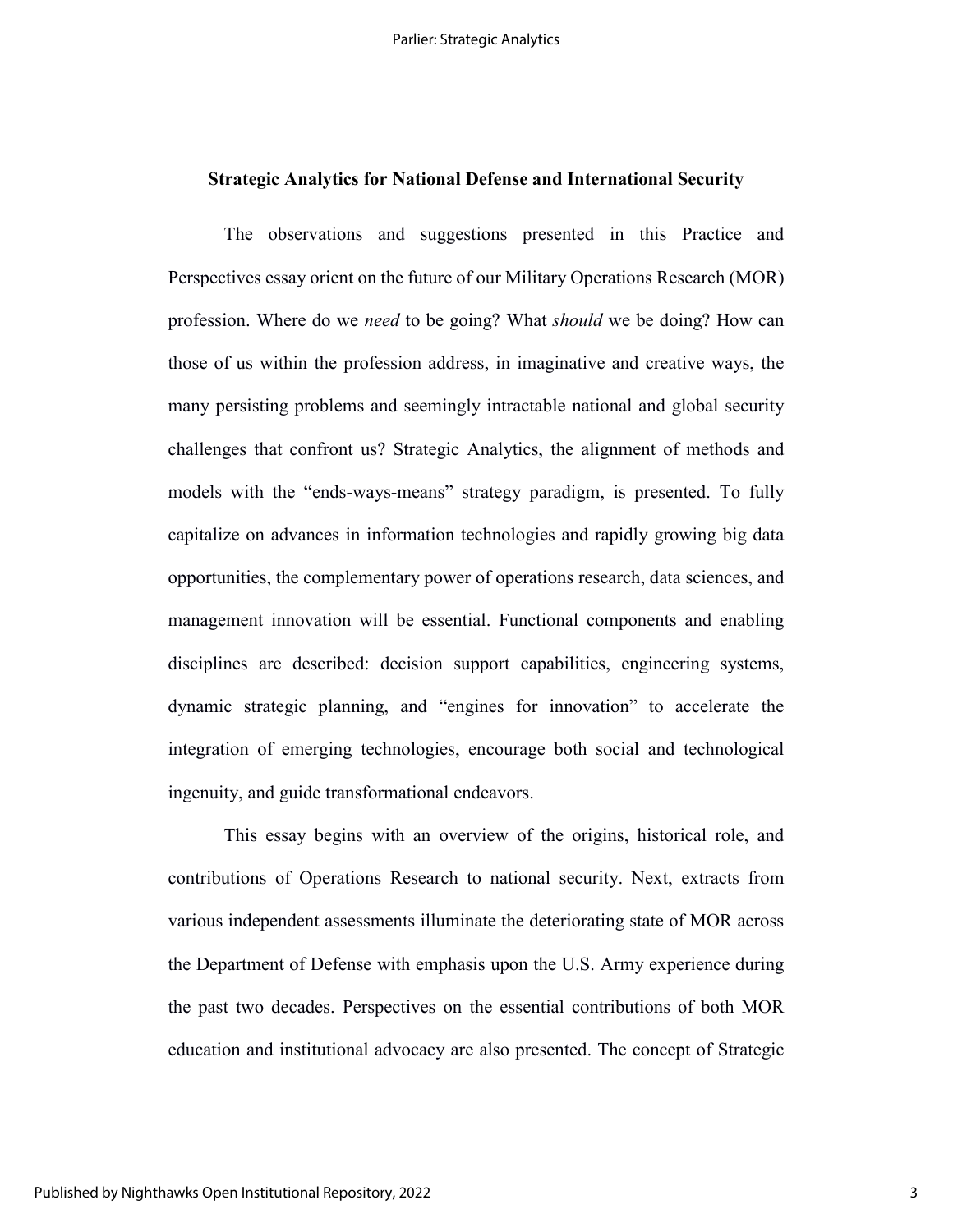## Strategic Analytics for National Defense and International Security

The observations and suggestions presented in this Practice and Perspectives essay orient on the future of our Military Operations Research (MOR) profession. Where do we *need* to be going? What *should* we be doing? How can those of us within the profession address, in imaginative and creative ways, the many persisting problems and seemingly intractable national and global security challenges that confront us? Strategic Analytics, the alignment of methods and models with the "ends-ways-means" strategy paradigm, is presented. To fully capitalize on advances in information technologies and rapidly growing big data opportunities, the complementary power of operations research, data sciences, and management innovation will be essential. Functional components and enabling disciplines are described: decision support capabilities, engineering systems, dynamic strategic planning, and "engines for innovation" to accelerate the integration of emerging technologies, encourage both social and technological ingenuity, and guide transformational endeavors.

This essay begins with an overview of the origins, historical role, and contributions of Operations Research to national security. Next, extracts from various independent assessments illuminate the deteriorating state of MOR across the Department of Defense with emphasis upon the U.S. Army experience during the past two decades. Perspectives on the essential contributions of both MOR education and institutional advocacy are also presented. The concept of Strategic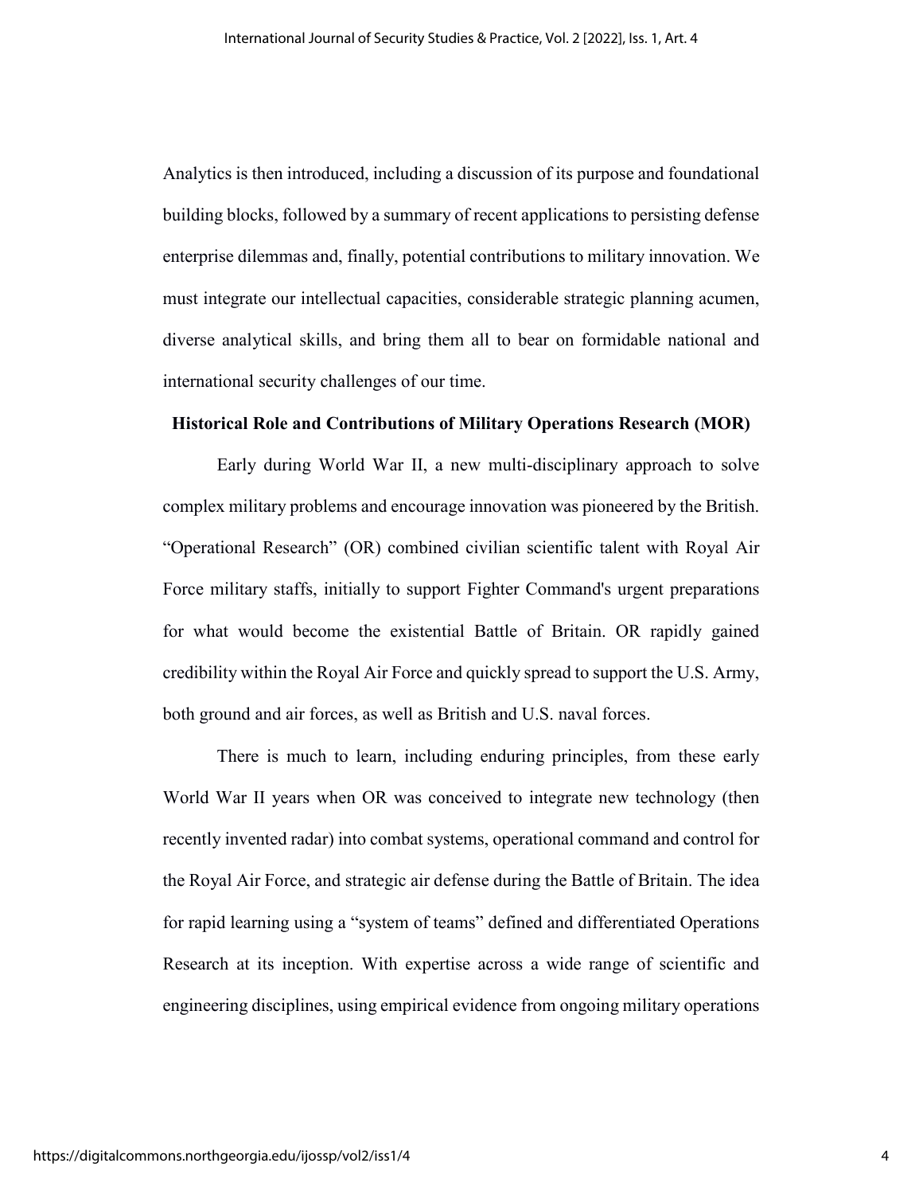Analytics is then introduced, including a discussion of its purpose and foundational building blocks, followed by a summary of recent applications to persisting defense enterprise dilemmas and, finally, potential contributions to military innovation. We must integrate our intellectual capacities, considerable strategic planning acumen, diverse analytical skills, and bring them all to bear on formidable national and international security challenges of our time.

## Historical Role and Contributions of Military Operations Research (MOR)

Early during World War II, a new multi-disciplinary approach to solve complex military problems and encourage innovation was pioneered by the British. "Operational Research" (OR) combined civilian scientific talent with Royal Air Force military staffs, initially to support Fighter Command's urgent preparations for what would become the existential Battle of Britain. OR rapidly gained credibility within the Royal Air Force and quickly spread to support the U.S. Army, both ground and air forces, as well as British and U.S. naval forces.

There is much to learn, including enduring principles, from these early World War II years when OR was conceived to integrate new technology (then recently invented radar) into combat systems, operational command and control for the Royal Air Force, and strategic air defense during the Battle of Britain. The idea for rapid learning using a "system of teams" defined and differentiated Operations Research at its inception. With expertise across a wide range of scientific and engineering disciplines, using empirical evidence from ongoing military operations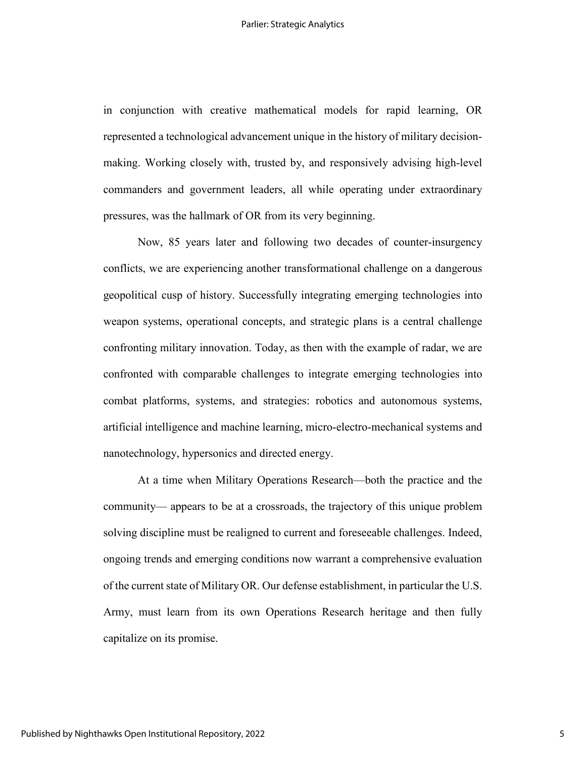in conjunction with creative mathematical models for rapid learning, OR represented a technological advancement unique in the history of military decision-making. Working closely with, trusted by, and responsively advising high-level commanders and government leaders, all while operating under extraordinary pressures, was the hallmark of OR from its very beginning.

Now, 85 years later and following two decades of counter-insurgency conflicts, we are experiencing another transformational challenge on a dangerous geopolitical cusp of history. Successfully integrating emerging technologies into weapon systems, operational concepts, and strategic plans is a central challenge confronting military innovation. Today, as then with the example of radar, we are confronted with comparable challenges to integrate emerging technologies into combat platforms, systems, and strategies: robotics and autonomous systems, artificial intelligence and machine learning, micro-electro-mechanical systems and nanotechnology, hypersonics and directed energy.

At a time when Military Operations Research—both the practice and the community— appears to be at a crossroads, the trajectory of this unique problem solving discipline must be realigned to current and foreseeable challenges. Indeed, ongoing trends and emerging conditions now warrant a comprehensive evaluation of the current state of Military OR. Our defense establishment, in particular the U.S. Army, must learn from its own Operations Research heritage and then fully capitalize on its promise.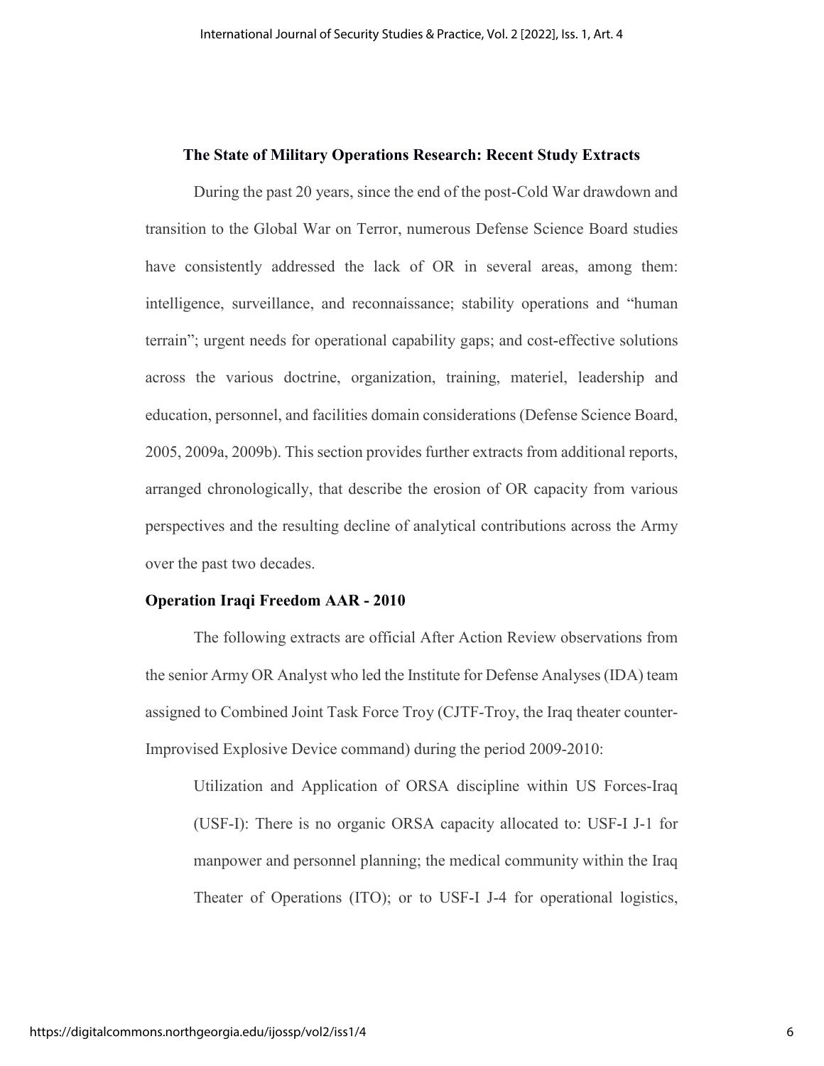## The State of Military Operations Research: Recent Study Extracts

During the past 20 years, since the end of the post-Cold War drawdown and transition to the Global War on Terror, numerous Defense Science Board studies have consistently addressed the lack of OR in several areas, among them: intelligence, surveillance, and reconnaissance; stability operations and "human terrain"; urgent needs for operational capability gaps; and cost-effective solutions across the various doctrine, organization, training, materiel, leadership and education, personnel, and facilities domain considerations (Defense Science Board, 2005, 2009a, 2009b). This section provides further extracts from additional reports, arranged chronologically, that describe the erosion of OR capacity from various perspectives and the resulting decline of analytical contributions across the Army over the past two decades.

### Operation Iraqi Freedom AAR - 2010

The following extracts are official After Action Review observations from the senior Army OR Analyst who led the Institute for Defense Analyses (IDA) team assigned to Combined Joint Task Force Troy (CJTF-Troy, the Iraq theater counter-Improvised Explosive Device command) during the period 2009-2010:

> Utilization and Application of ORSA discipline within US Forces-Iraq (USF-I): There is no organic ORSA capacity allocated to: USF-I J-1 for manpower and personnel planning; the medical community within the Iraq Theater of Operations (ITO); or to USF-I J-4 for operational logistics,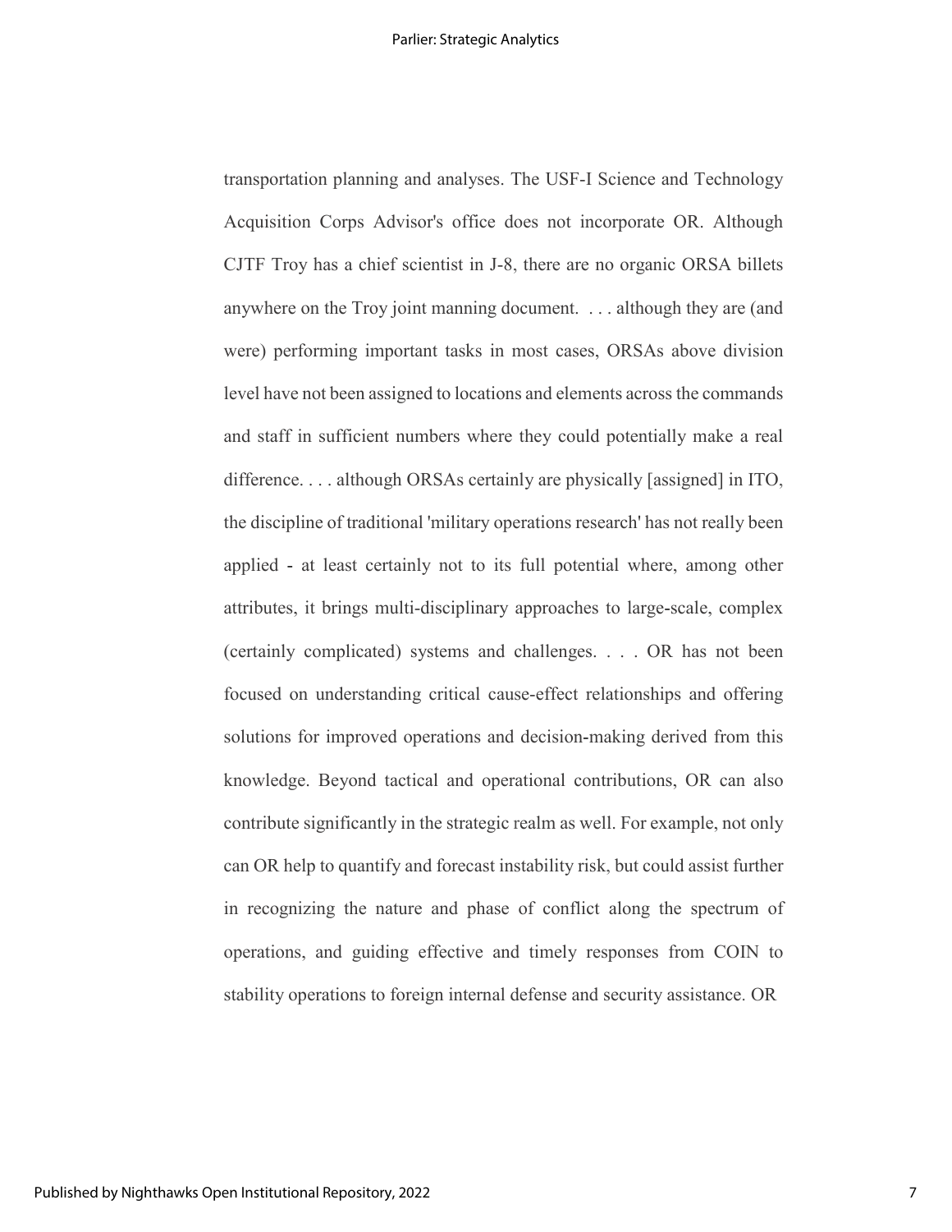transportation planning and analyses. The USF-I Science and Technology Acquisition Corps Advisor's office does not incorporate OR. Although CJTF Troy has a chief scientist in J-8, there are no organic ORSA billets anywhere on the Troy joint manning document. . . . although they are (and were) performing important tasks in most cases, ORSAs above division level have not been assigned to locations and elements across the commands and staff in sufficient numbers where they could potentially make a real difference. . . . although ORSAs certainly are physically [assigned] in ITO, the discipline of traditional 'military operations research' has not really been applied - at least certainly not to its full potential where, among other attributes, it brings multi-disciplinary approaches to large-scale, complex (certainly complicated) systems and challenges. . . . OR has not been focused on understanding critical cause-effect relationships and offering solutions for improved operations and decision-making derived from this knowledge. Beyond tactical and operational contributions, OR can also contribute significantly in the strategic realm as well. For example, not only can OR help to quantify and forecast instability risk, but could assist further in recognizing the nature and phase of conflict along the spectrum of operations, and guiding effective and timely responses from COIN to stability operations to foreign internal defense and security assistance. OR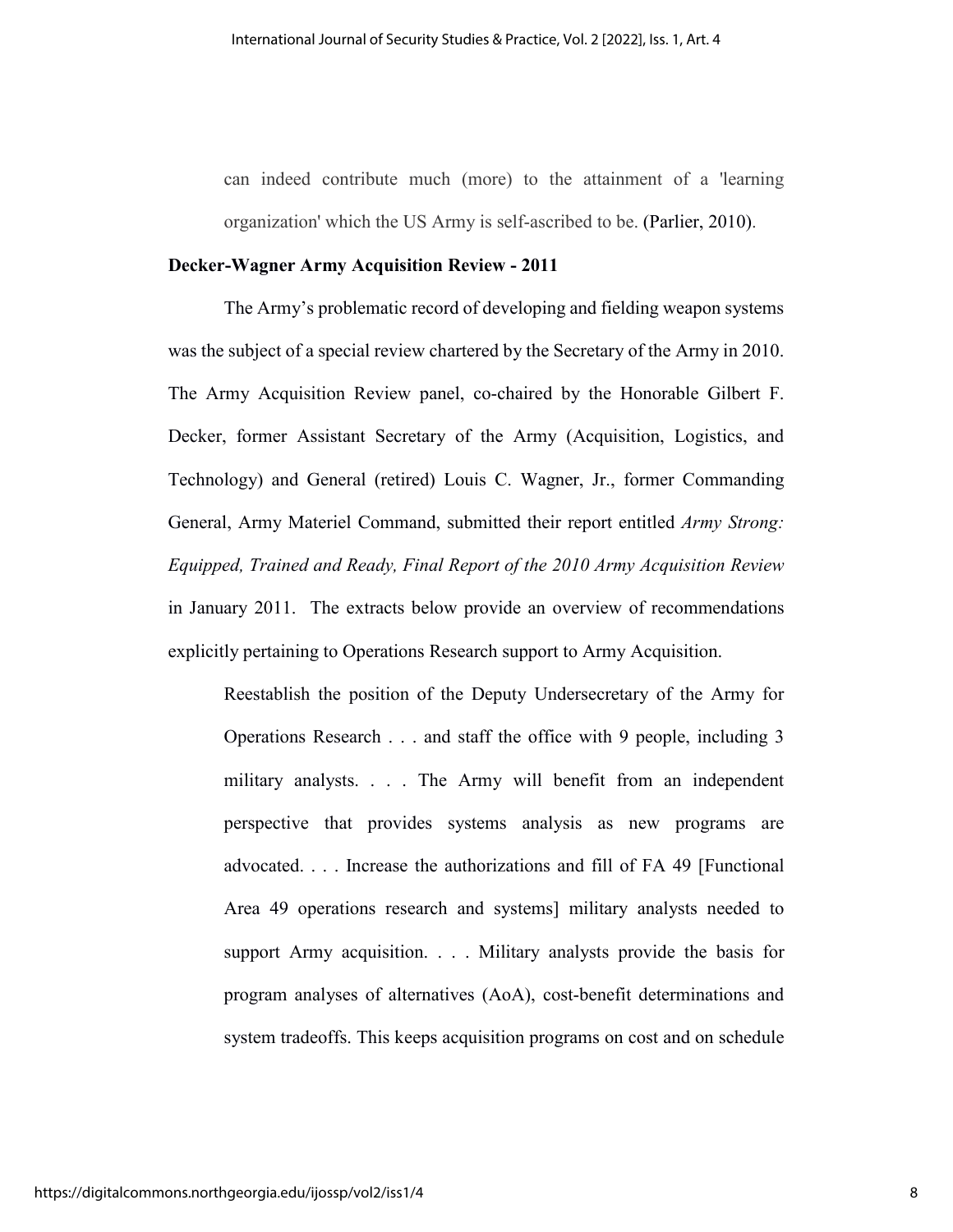> can indeed contribute much (more) to the attainment of a 'learning organization' which the US Army is self-ascribed to be. (Parlier, 2010).

**Decker-Wagner Army Acquisition Review - 2011**

The Army's problematic record of developing and fielding weapon systems was the subject of a special review chartered by the Secretary of the Army in 2010. The Army Acquisition Review panel, co-chaired by the Honorable Gilbert F. Decker, former Assistant Secretary of the Army (Acquisition, Logistics, and Technology) and General (retired) Louis C. Wagner, Jr., former Commanding General, Army Materiel Command, submitted their report entitled *Army Strong: Equipped, Trained and Ready, Final Report of the 2010 Army Acquisition Review* in January 2011. The extracts below provide an overview of recommendations explicitly pertaining to Operations Research support to Army Acquisition.

> Reestablish the position of the Deputy Undersecretary of the Army for Operations Research . . . and staff the office with 9 people, including 3 military analysts. . . . The Army will benefit from an independent perspective that provides systems analysis as new programs are advocated. . . . Increase the authorizations and fill of FA 49 [Functional Area 49 operations research and systems] military analysts needed to support Army acquisition. . . . Military analysts provide the basis for program analyses of alternatives (AoA), cost-benefit determinations and system tradeoffs. This keeps acquisition programs on cost and on schedule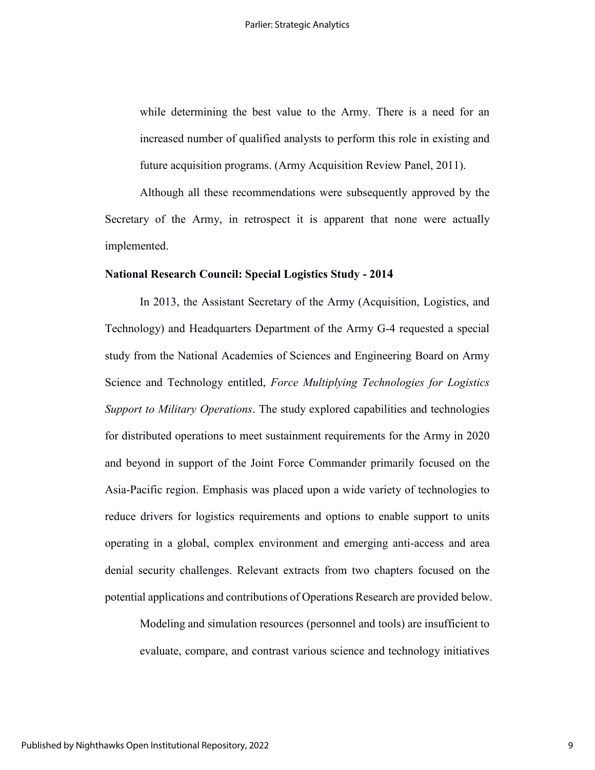> while determining the best value to the Army. There is a need for an increased number of qualified analysts to perform this role in existing and future acquisition programs. (Army Acquisition Review Panel, 2011).

Although all these recommendations were subsequently approved by the Secretary of the Army, in retrospect it is apparent that none were actually implemented.

**National Research Council: Special Logistics Study - 2014**

In 2013, the Assistant Secretary of the Army (Acquisition, Logistics, and Technology) and Headquarters Department of the Army G-4 requested a special study from the National Academies of Sciences and Engineering Board on Army Science and Technology entitled, *Force Multiplying Technologies for Logistics Support to Military Operations*. The study explored capabilities and technologies for distributed operations to meet sustainment requirements for the Army in 2020 and beyond in support of the Joint Force Commander primarily focused on the Asia-Pacific region. Emphasis was placed upon a wide variety of technologies to reduce drivers for logistics requirements and options to enable support to units operating in a global, complex environment and emerging anti-access and area denial security challenges. Relevant extracts from two chapters focused on the potential applications and contributions of Operations Research are provided below.

> Modeling and simulation resources (personnel and tools) are insufficient to evaluate, compare, and contrast various science and technology initiatives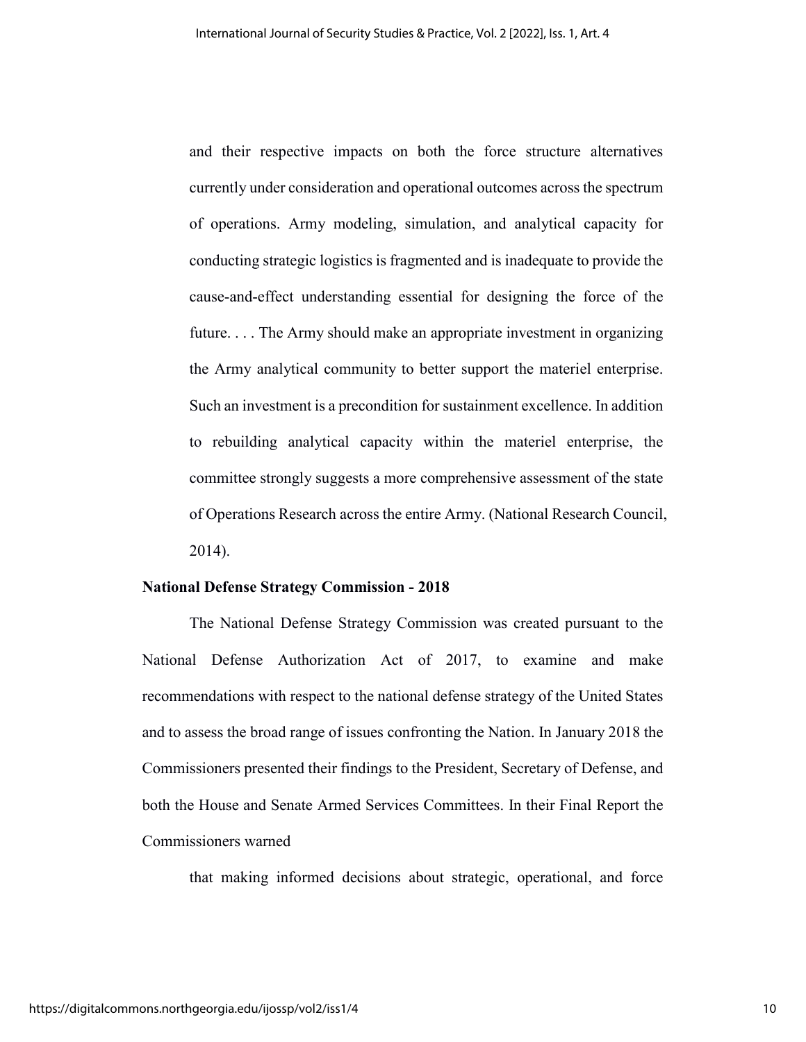> and their respective impacts on both the force structure alternatives currently under consideration and operational outcomes across the spectrum of operations. Army modeling, simulation, and analytical capacity for conducting strategic logistics is fragmented and is inadequate to provide the cause-and-effect understanding essential for designing the force of the future. . . . The Army should make an appropriate investment in organizing the Army analytical community to better support the materiel enterprise. Such an investment is a precondition for sustainment excellence. In addition to rebuilding analytical capacity within the materiel enterprise, the committee strongly suggests a more comprehensive assessment of the state of Operations Research across the entire Army. (National Research Council, 2014).

**National Defense Strategy Commission - 2018**

The National Defense Strategy Commission was created pursuant to the National Defense Authorization Act of 2017, to examine and make recommendations with respect to the national defense strategy of the United States and to assess the broad range of issues confronting the Nation. In January 2018 the Commissioners presented their findings to the President, Secretary of Defense, and both the House and Senate Armed Services Committees. In their Final Report the Commissioners warned

> that making informed decisions about strategic, operational, and force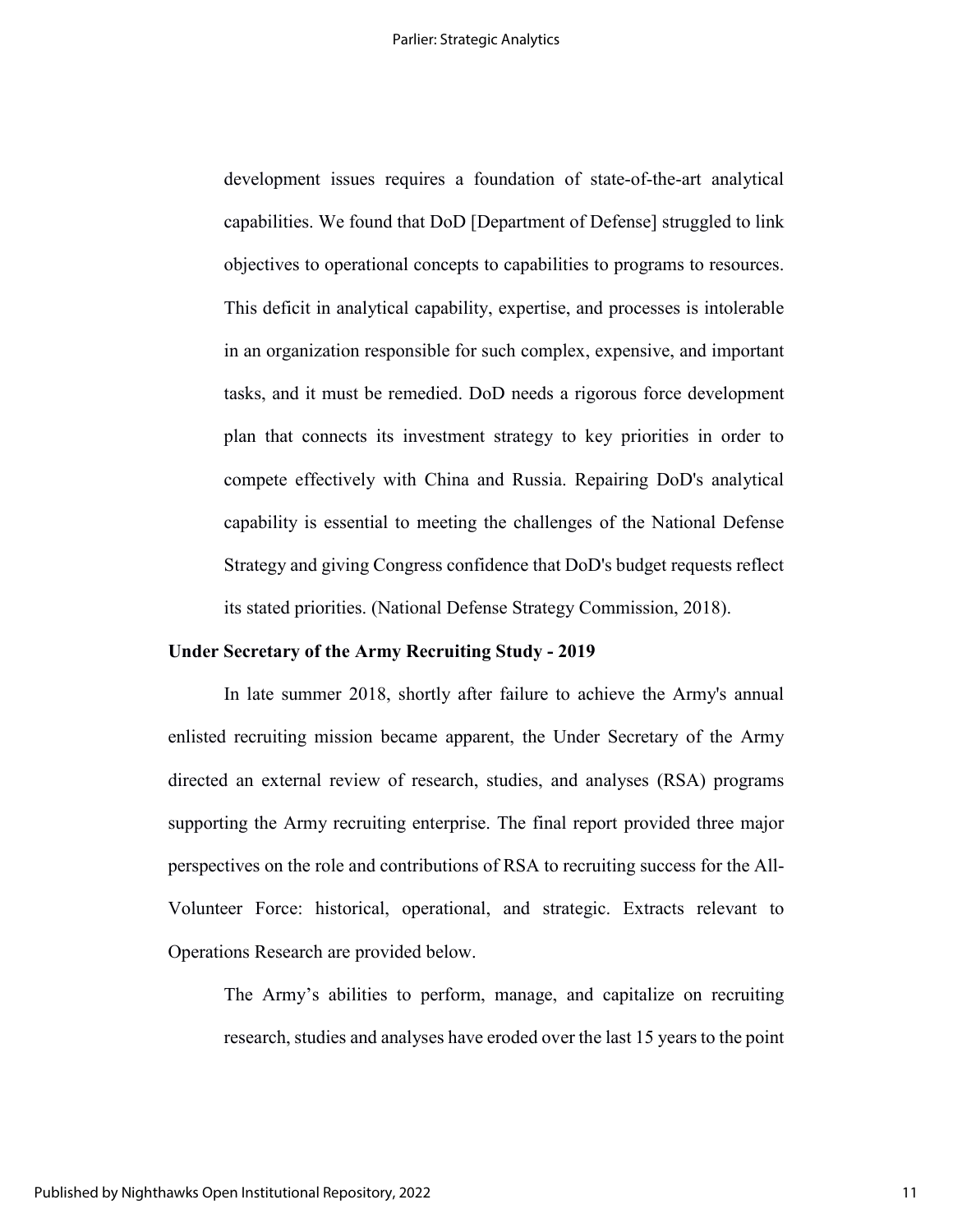> development issues requires a foundation of state-of-the-art analytical capabilities. We found that DoD [Department of Defense] struggled to link objectives to operational concepts to capabilities to programs to resources. This deficit in analytical capability, expertise, and processes is intolerable in an organization responsible for such complex, expensive, and important tasks, and it must be remedied. DoD needs a rigorous force development plan that connects its investment strategy to key priorities in order to compete effectively with China and Russia. Repairing DoD's analytical capability is essential to meeting the challenges of the National Defense Strategy and giving Congress confidence that DoD's budget requests reflect its stated priorities. (National Defense Strategy Commission, 2018).

**Under Secretary of the Army Recruiting Study - 2019**

In late summer 2018, shortly after failure to achieve the Army's annual enlisted recruiting mission became apparent, the Under Secretary of the Army directed an external review of research, studies, and analyses (RSA) programs supporting the Army recruiting enterprise. The final report provided three major perspectives on the role and contributions of RSA to recruiting success for the All-Volunteer Force: historical, operational, and strategic. Extracts relevant to Operations Research are provided below.

> The Army's abilities to perform, manage, and capitalize on recruiting research, studies and analyses have eroded over the last 15 years to the point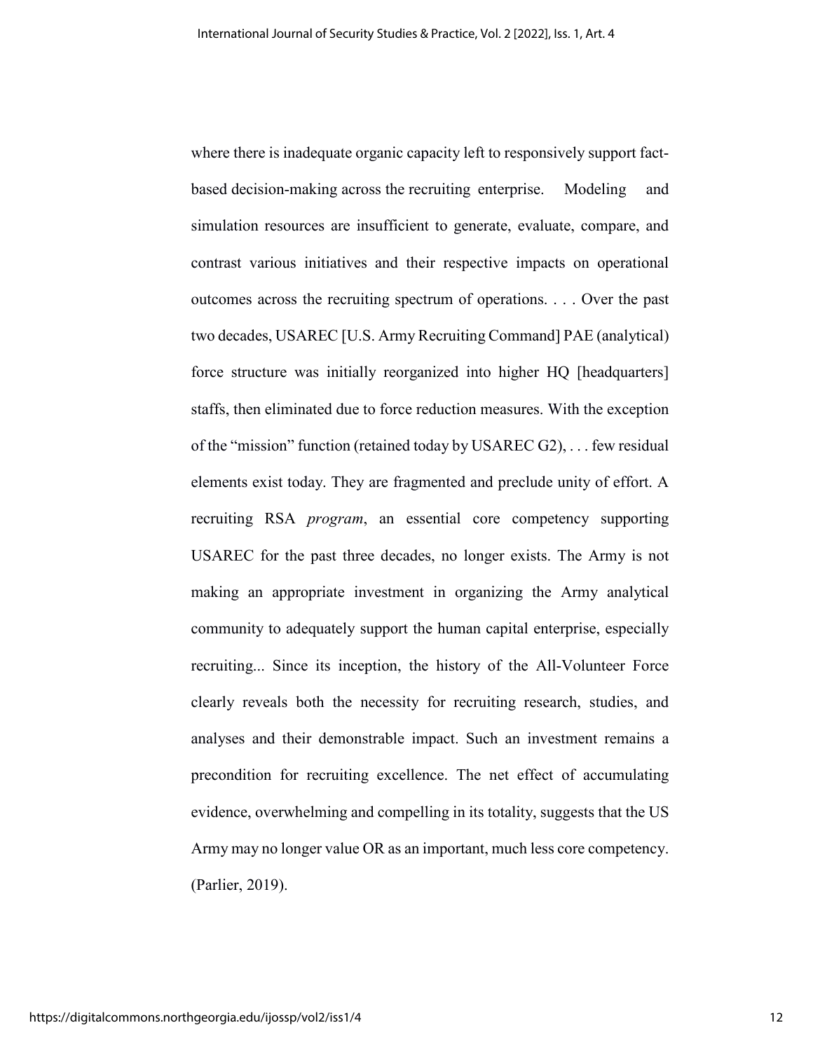where there is inadequate organic capacity left to responsively support fact-based decision-making across the recruiting enterprise. Modeling and simulation resources are insufficient to generate, evaluate, compare, and contrast various initiatives and their respective impacts on operational outcomes across the recruiting spectrum of operations. . . . Over the past two decades, USAREC [U.S. Army Recruiting Command] PAE (analytical) force structure was initially reorganized into higher HQ [headquarters] staffs, then eliminated due to force reduction measures. With the exception of the "mission" function (retained today by USAREC G2), . . . few residual elements exist today. They are fragmented and preclude unity of effort. A recruiting RSA *program*, an essential core competency supporting USAREC for the past three decades, no longer exists. The Army is not making an appropriate investment in organizing the Army analytical community to adequately support the human capital enterprise, especially recruiting... Since its inception, the history of the All-Volunteer Force clearly reveals both the necessity for recruiting research, studies, and analyses and their demonstrable impact. Such an investment remains a precondition for recruiting excellence. The net effect of accumulating evidence, overwhelming and compelling in its totality, suggests that the US Army may no longer value OR as an important, much less core competency. (Parlier, 2019).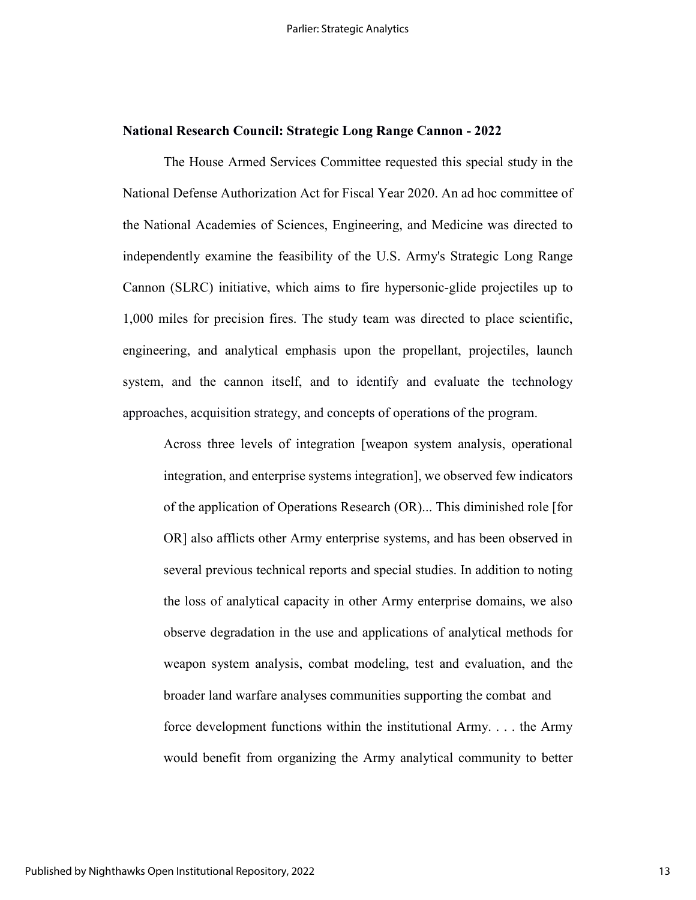**National Research Council: Strategic Long Range Cannon - 2022**

The House Armed Services Committee requested this special study in the National Defense Authorization Act for Fiscal Year 2020. An ad hoc committee of the National Academies of Sciences, Engineering, and Medicine was directed to independently examine the feasibility of the U.S. Army's Strategic Long Range Cannon (SLRC) initiative, which aims to fire hypersonic-glide projectiles up to 1,000 miles for precision fires. The study team was directed to place scientific, engineering, and analytical emphasis upon the propellant, projectiles, launch system, and the cannon itself, and to identify and evaluate the technology approaches, acquisition strategy, and concepts of operations of the program.

> Across three levels of integration [weapon system analysis, operational integration, and enterprise systems integration], we observed few indicators of the application of Operations Research (OR)... This diminished role [for OR] also afflicts other Army enterprise systems, and has been observed in several previous technical reports and special studies. In addition to noting the loss of analytical capacity in other Army enterprise domains, we also observe degradation in the use and applications of analytical methods for weapon system analysis, combat modeling, test and evaluation, and the broader land warfare analyses communities supporting the combat and force development functions within the institutional Army. . . . the Army would benefit from organizing the Army analytical community to better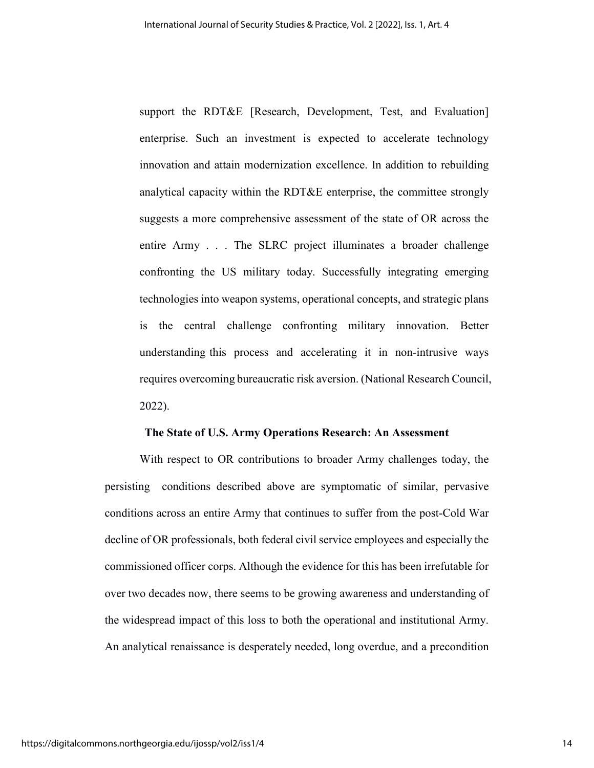> support the RDT&E [Research, Development, Test, and Evaluation] enterprise. Such an investment is expected to accelerate technology innovation and attain modernization excellence. In addition to rebuilding analytical capacity within the RDT&E enterprise, the committee strongly suggests a more comprehensive assessment of the state of OR across the entire Army . . . The SLRC project illuminates a broader challenge confronting the US military today. Successfully integrating emerging technologies into weapon systems, operational concepts, and strategic plans is the central challenge confronting military innovation. Better understanding this process and accelerating it in non-intrusive ways requires overcoming bureaucratic risk aversion. (National Research Council, 2022).

## The State of U.S. Army Operations Research: An Assessment

With respect to OR contributions to broader Army challenges today, the persisting conditions described above are symptomatic of similar, pervasive conditions across an entire Army that continues to suffer from the post-Cold War decline of OR professionals, both federal civil service employees and especially the commissioned officer corps. Although the evidence for this has been irrefutable for over two decades now, there seems to be growing awareness and understanding of the widespread impact of this loss to both the operational and institutional Army. An analytical renaissance is desperately needed, long overdue, and a precondition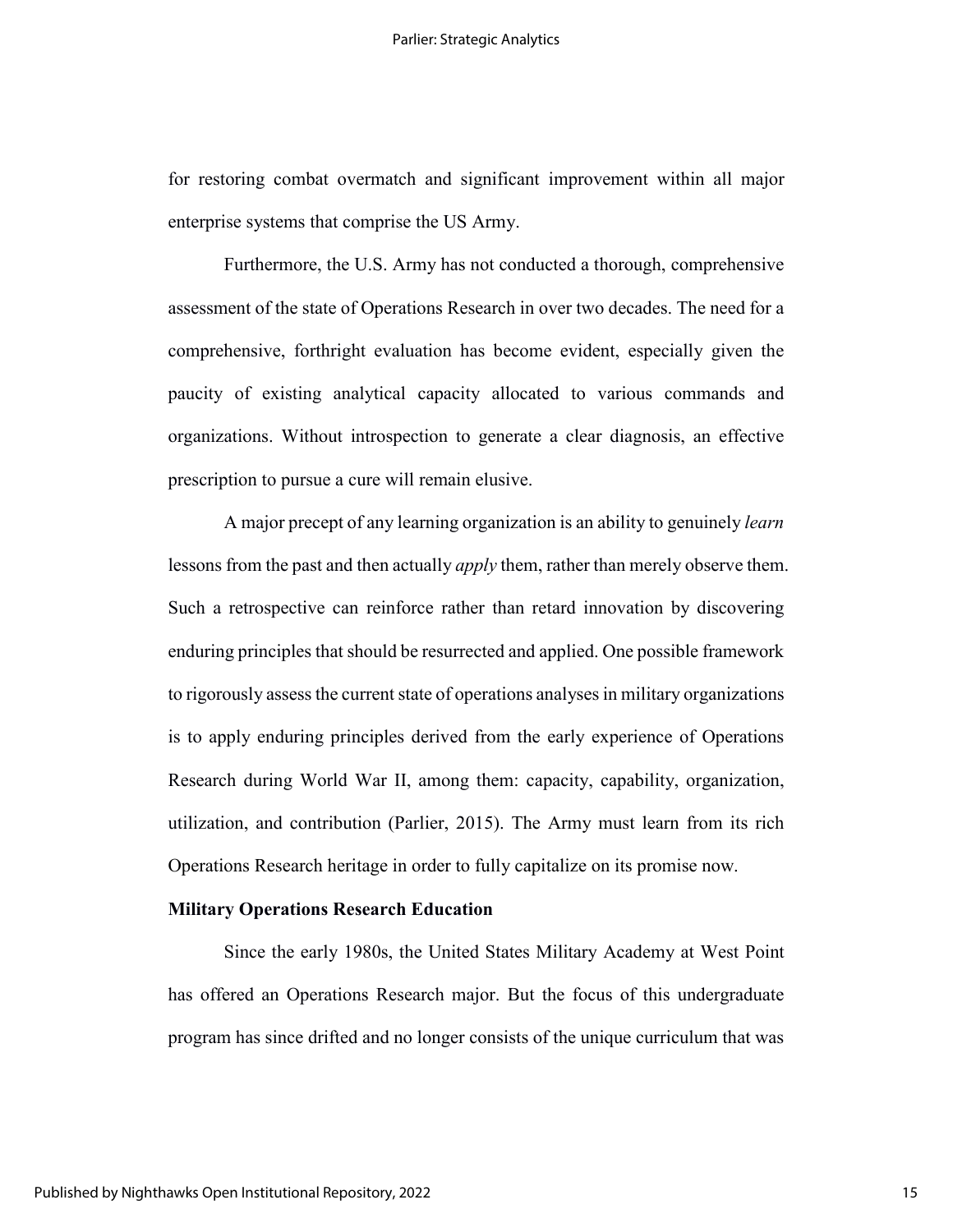for restoring combat overmatch and significant improvement within all major enterprise systems that comprise the US Army.

Furthermore, the U.S. Army has not conducted a thorough, comprehensive assessment of the state of Operations Research in over two decades. The need for a comprehensive, forthright evaluation has become evident, especially given the paucity of existing analytical capacity allocated to various commands and organizations. Without introspection to generate a clear diagnosis, an effective prescription to pursue a cure will remain elusive.

A major precept of any learning organization is an ability to genuinely *learn* lessons from the past and then actually *apply* them, rather than merely observe them. Such a retrospective can reinforce rather than retard innovation by discovering enduring principles that should be resurrected and applied. One possible framework to rigorously assess the current state of operations analyses in military organizations is to apply enduring principles derived from the early experience of Operations Research during World War II, among them: capacity, capability, organization, utilization, and contribution (Parlier, 2015). The Army must learn from its rich Operations Research heritage in order to fully capitalize on its promise now.

**Military Operations Research Education**

Since the early 1980s, the United States Military Academy at West Point has offered an Operations Research major. But the focus of this undergraduate program has since drifted and no longer consists of the unique curriculum that was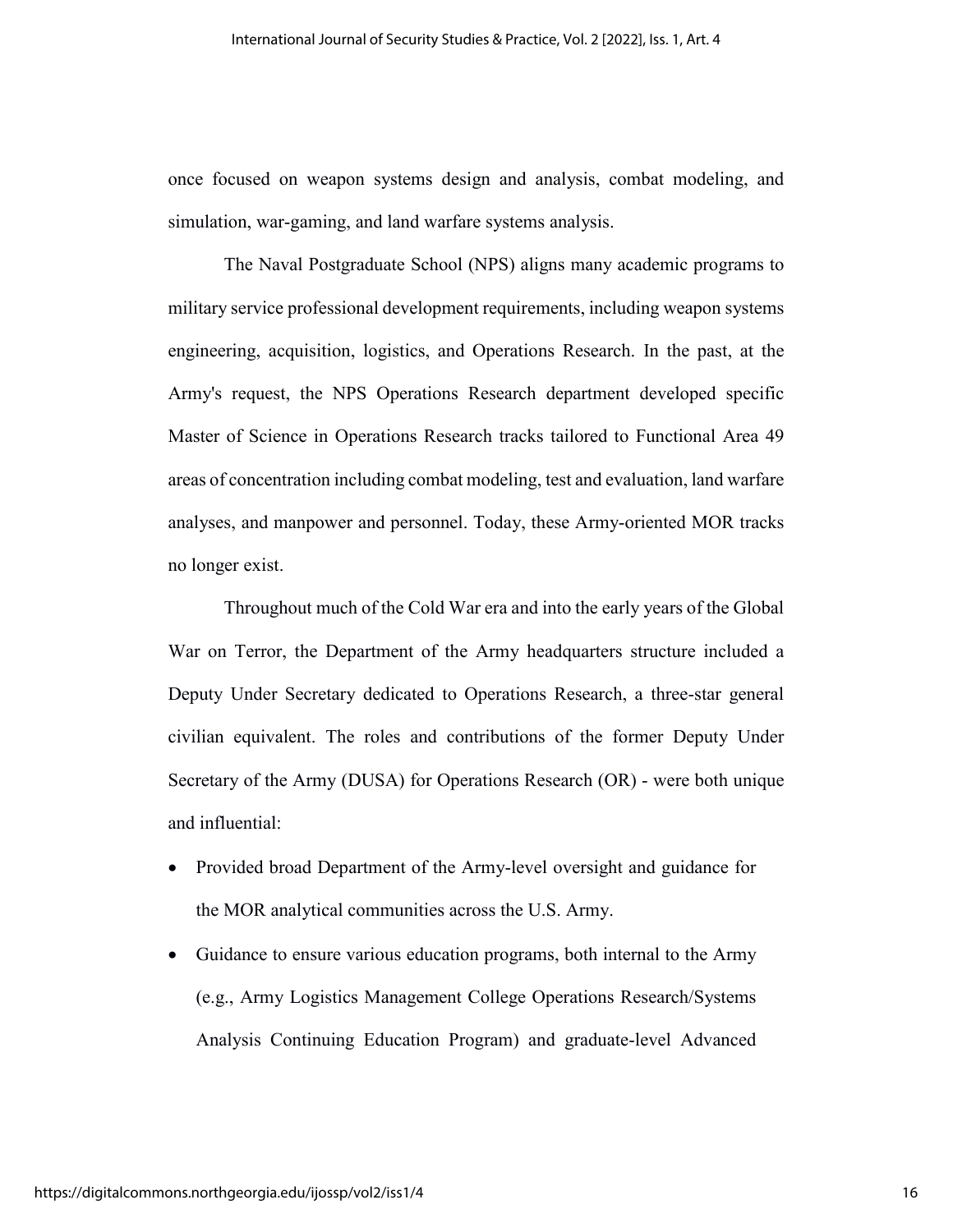once focused on weapon systems design and analysis, combat modeling, and simulation, war-gaming, and land warfare systems analysis.

The Naval Postgraduate School (NPS) aligns many academic programs to military service professional development requirements, including weapon systems engineering, acquisition, logistics, and Operations Research. In the past, at the Army's request, the NPS Operations Research department developed specific Master of Science in Operations Research tracks tailored to Functional Area 49 areas of concentration including combat modeling, test and evaluation, land warfare analyses, and manpower and personnel. Today, these Army-oriented MOR tracks no longer exist.

Throughout much of the Cold War era and into the early years of the Global War on Terror, the Department of the Army headquarters structure included a Deputy Under Secretary dedicated to Operations Research, a three-star general civilian equivalent. The roles and contributions of the former Deputy Under Secretary of the Army (DUSA) for Operations Research (OR) - were both unique and influential:

- Provided broad Department of the Army-level oversight and guidance for the MOR analytical communities across the U.S. Army.
- Guidance to ensure various education programs, both internal to the Army (e.g., Army Logistics Management College Operations Research/Systems Analysis Continuing Education Program) and graduate-level Advanced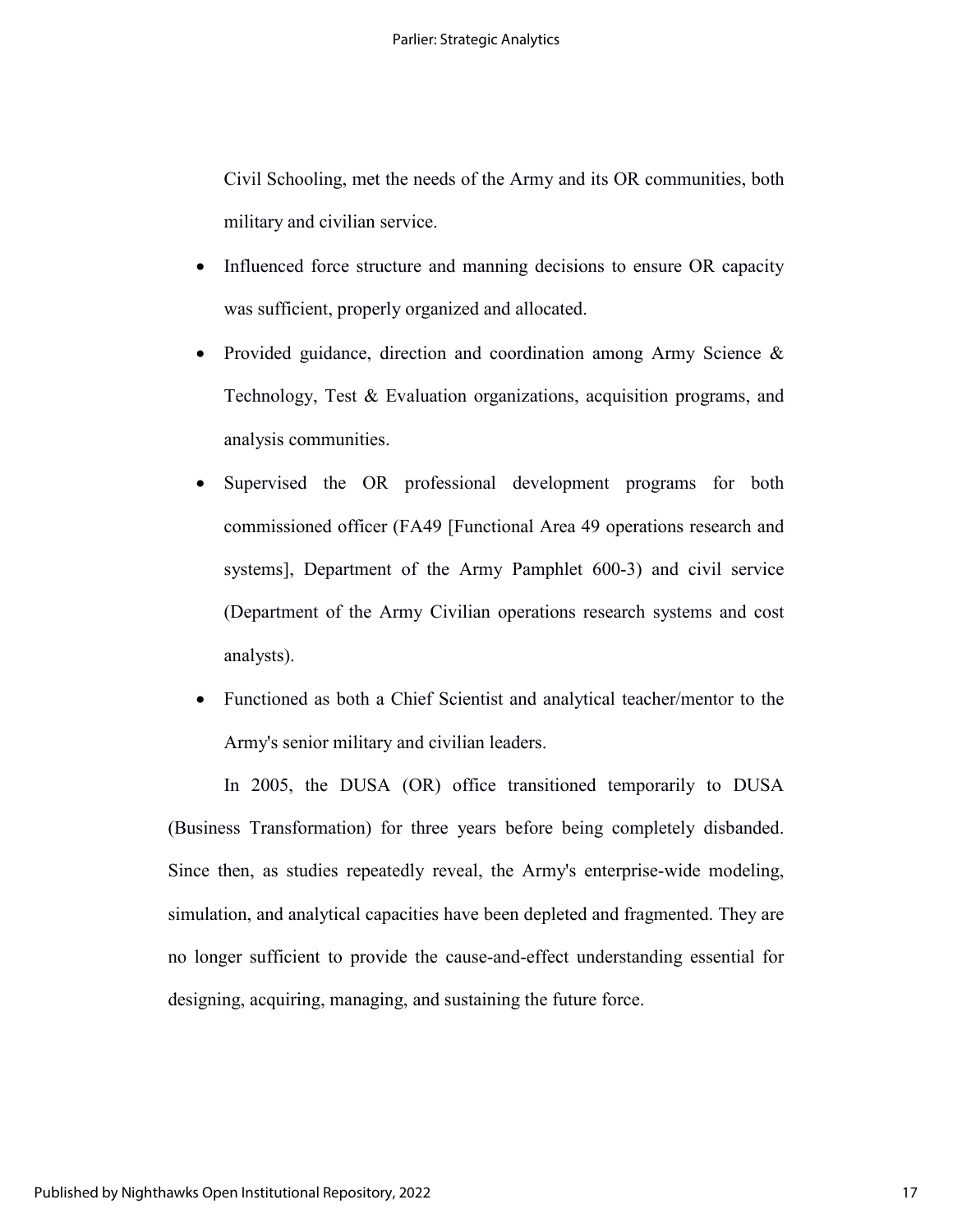Civil Schooling, met the needs of the Army and its OR communities, both military and civilian service.

- Influenced force structure and manning decisions to ensure OR capacity was sufficient, properly organized and allocated.
- Provided guidance, direction and coordination among Army Science & Technology, Test & Evaluation organizations, acquisition programs, and analysis communities.
- Supervised the OR professional development programs for both commissioned officer (FA49 [Functional Area 49 operations research and systems], Department of the Army Pamphlet 600-3) and civil service (Department of the Army Civilian operations research systems and cost analysts).
- Functioned as both a Chief Scientist and analytical teacher/mentor to the Army's senior military and civilian leaders.

In 2005, the DUSA (OR) office transitioned temporarily to DUSA (Business Transformation) for three years before being completely disbanded. Since then, as studies repeatedly reveal, the Army's enterprise-wide modeling, simulation, and analytical capacities have been depleted and fragmented. They are no longer sufficient to provide the cause-and-effect understanding essential for designing, acquiring, managing, and sustaining the future force.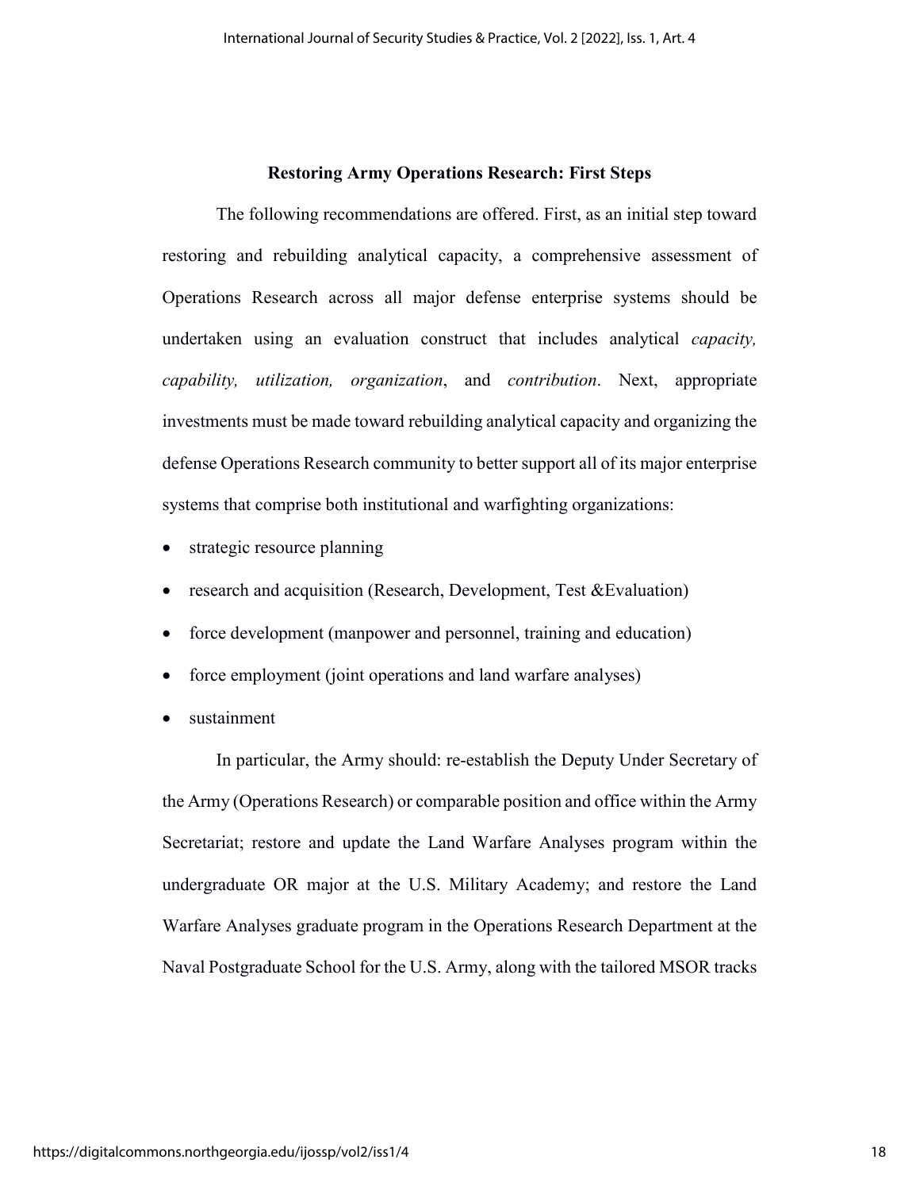## Restoring Army Operations Research: First Steps

The following recommendations are offered. First, as an initial step toward restoring and rebuilding analytical capacity, a comprehensive assessment of Operations Research across all major defense enterprise systems should be undertaken using an evaluation construct that includes analytical *capacity, capability, utilization, organization*, and *contribution*. Next, appropriate investments must be made toward rebuilding analytical capacity and organizing the defense Operations Research community to better support all of its major enterprise systems that comprise both institutional and warfighting organizations:

- strategic resource planning
- research and acquisition (Research, Development, Test &Evaluation)
- force development (manpower and personnel, training and education)
- force employment (joint operations and land warfare analyses)
- sustainment

In particular, the Army should: re-establish the Deputy Under Secretary of the Army (Operations Research) or comparable position and office within the Army Secretariat; restore and update the Land Warfare Analyses program within the undergraduate OR major at the U.S. Military Academy; and restore the Land Warfare Analyses graduate program in the Operations Research Department at the Naval Postgraduate School for the U.S. Army, along with the tailored MSOR tracks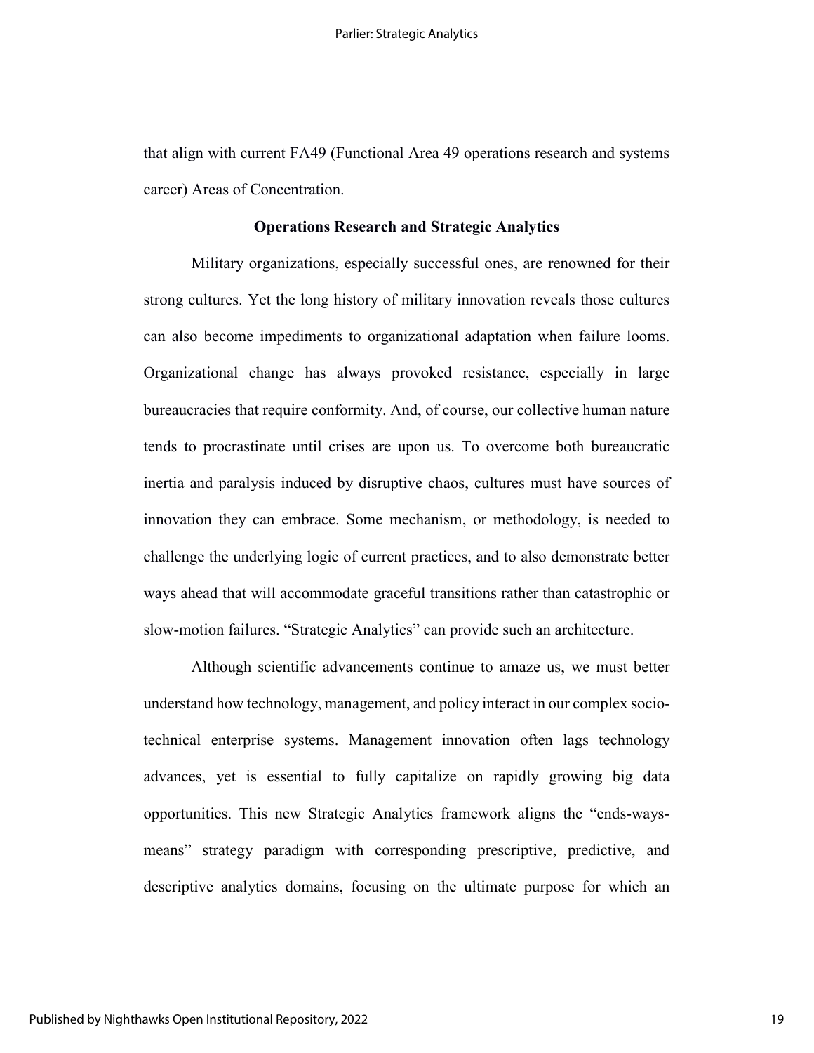that align with current FA49 (Functional Area 49 operations research and systems career) Areas of Concentration.

## Operations Research and Strategic Analytics

Military organizations, especially successful ones, are renowned for their strong cultures. Yet the long history of military innovation reveals those cultures can also become impediments to organizational adaptation when failure looms. Organizational change has always provoked resistance, especially in large bureaucracies that require conformity. And, of course, our collective human nature tends to procrastinate until crises are upon us. To overcome both bureaucratic inertia and paralysis induced by disruptive chaos, cultures must have sources of innovation they can embrace. Some mechanism, or methodology, is needed to challenge the underlying logic of current practices, and to also demonstrate better ways ahead that will accommodate graceful transitions rather than catastrophic or slow-motion failures. "Strategic Analytics" can provide such an architecture.

Although scientific advancements continue to amaze us, we must better understand how technology, management, and policy interact in our complex socio-technical enterprise systems. Management innovation often lags technology advances, yet is essential to fully capitalize on rapidly growing big data opportunities. This new Strategic Analytics framework aligns the "ends-ways-means" strategy paradigm with corresponding prescriptive, predictive, and descriptive analytics domains, focusing on the ultimate purpose for which an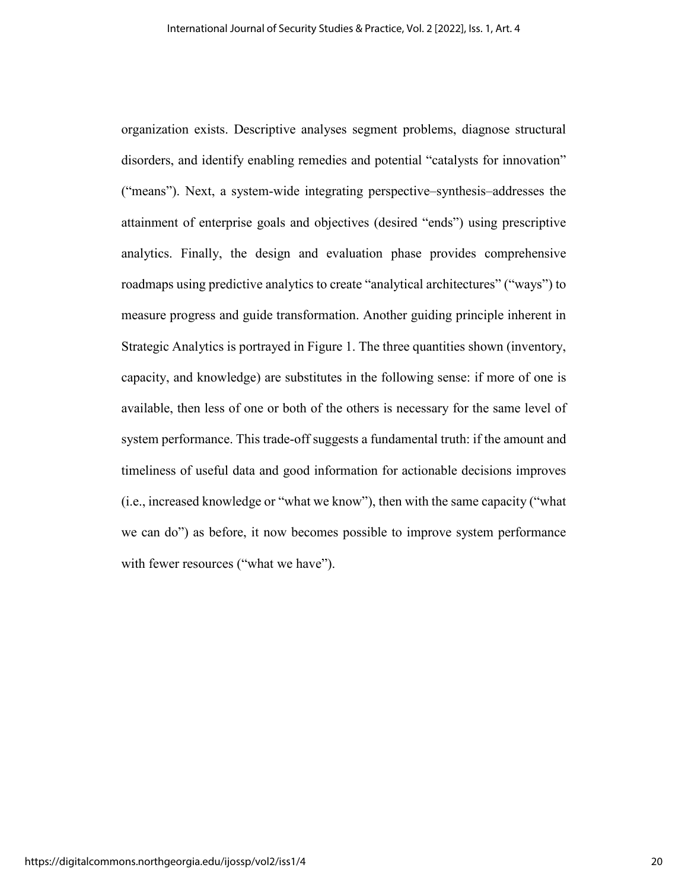organization exists. Descriptive analyses segment problems, diagnose structural disorders, and identify enabling remedies and potential "catalysts for innovation" ("means"). Next, a system-wide integrating perspective–synthesis–addresses the attainment of enterprise goals and objectives (desired "ends") using prescriptive analytics. Finally, the design and evaluation phase provides comprehensive roadmaps using predictive analytics to create "analytical architectures" ("ways") to measure progress and guide transformation. Another guiding principle inherent in Strategic Analytics is portrayed in Figure 1. The three quantities shown (inventory, capacity, and knowledge) are substitutes in the following sense: if more of one is available, then less of one or both of the others is necessary for the same level of system performance. This trade-off suggests a fundamental truth: if the amount and timeliness of useful data and good information for actionable decisions improves (i.e., increased knowledge or "what we know"), then with the same capacity ("what we can do") as before, it now becomes possible to improve system performance with fewer resources ("what we have").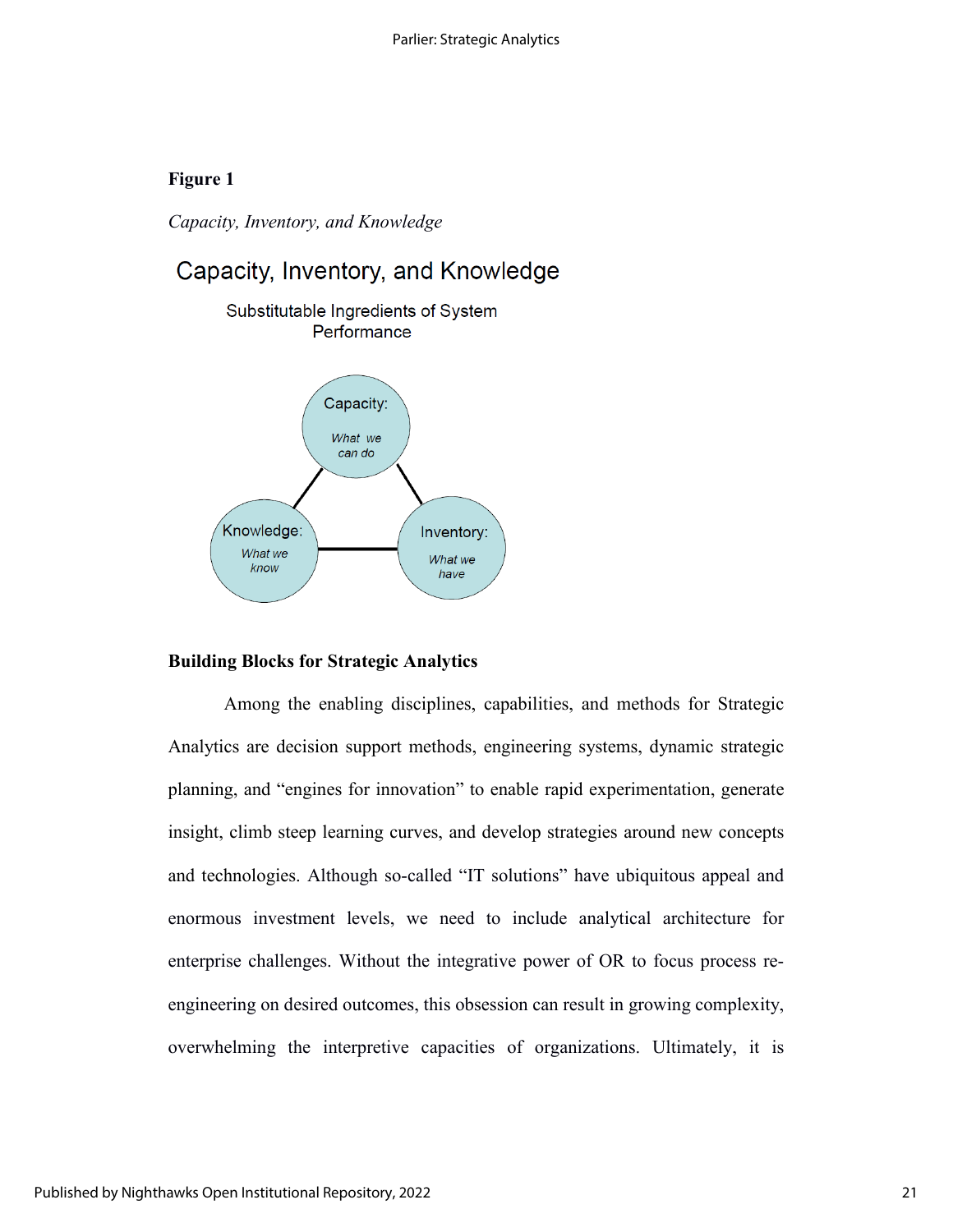**Figure 1**

*Capacity, Inventory, and Knowledge*

Capacity, Inventory, and Knowledge

Substitutable Ingredients of System Performance

Capacity: *What we can do*

Knowledge: *What we know*

Inventory: *What we have*

**Building Blocks for Strategic Analytics**

Among the enabling disciplines, capabilities, and methods for Strategic Analytics are decision support methods, engineering systems, dynamic strategic planning, and "engines for innovation" to enable rapid experimentation, generate insight, climb steep learning curves, and develop strategies around new concepts and technologies. Although so-called "IT solutions" have ubiquitous appeal and enormous investment levels, we need to include analytical architecture for enterprise challenges. Without the integrative power of OR to focus process re-engineering on desired outcomes, this obsession can result in growing complexity, overwhelming the interpretive capacities of organizations. Ultimately, it is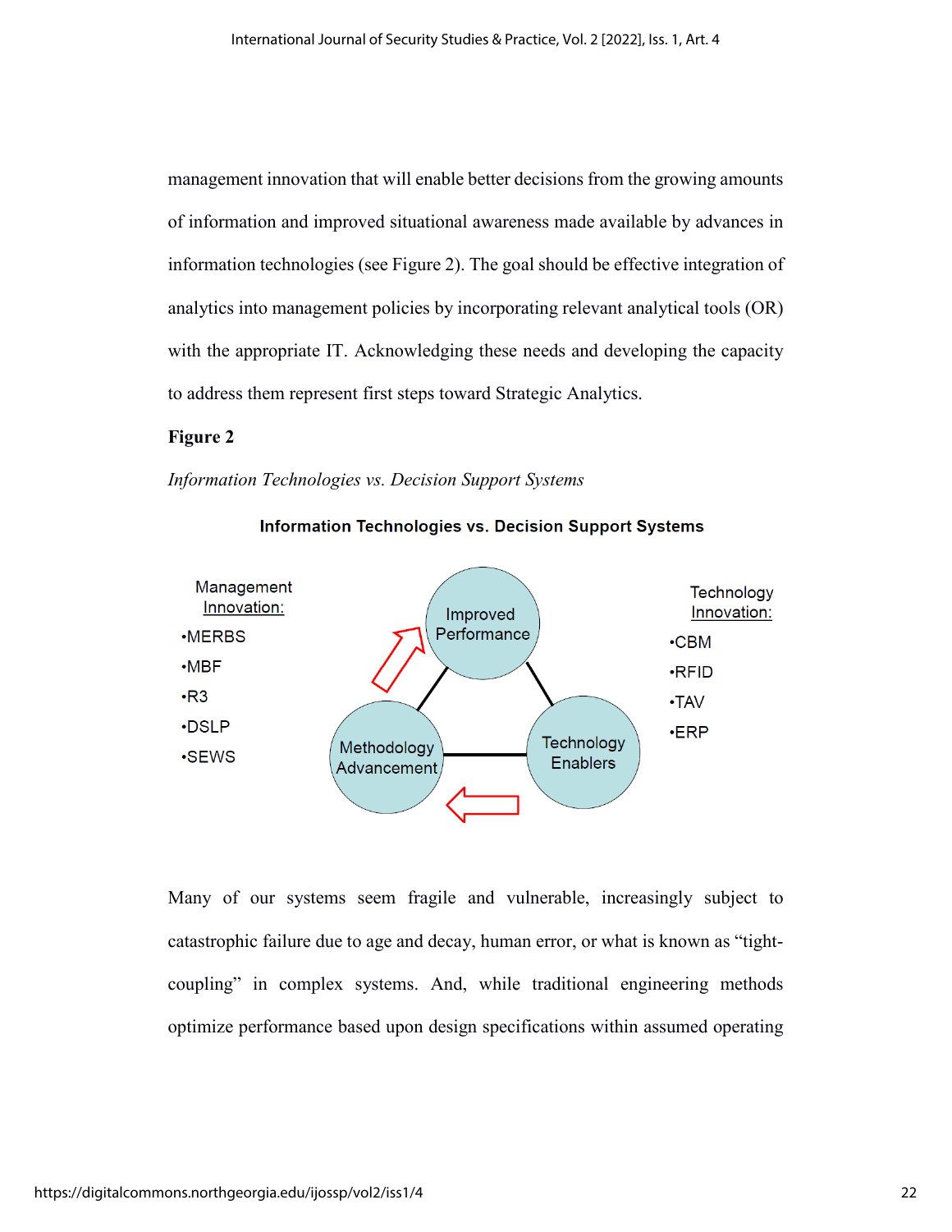management innovation that will enable better decisions from the growing amounts of information and improved situational awareness made available by advances in information technologies (see Figure 2). The goal should be effective integration of analytics into management policies by incorporating relevant analytical tools (OR) with the appropriate IT. Acknowledging these needs and developing the capacity to address them represent first steps toward Strategic Analytics.

**Figure 2**

*Information Technologies vs. Decision Support Systems*

**Information Technologies vs. Decision Support Systems**

Management Innovation:
- MERBS
- MBF
- R3
- DSLP
- SEWS

Improved Performance

Methodology Advancement

Technology Enablers

Technology Innovation:
- CBM
- RFID
- TAV
- ERP

Many of our systems seem fragile and vulnerable, increasingly subject to catastrophic failure due to age and decay, human error, or what is known as "tight-coupling" in complex systems. And, while traditional engineering methods optimize performance based upon design specifications within assumed operating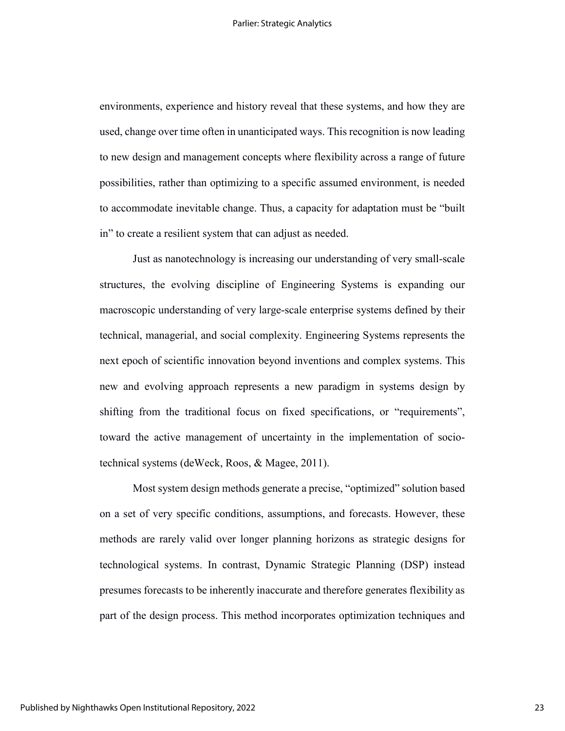environments, experience and history reveal that these systems, and how they are used, change over time often in unanticipated ways. This recognition is now leading to new design and management concepts where flexibility across a range of future possibilities, rather than optimizing to a specific assumed environment, is needed to accommodate inevitable change. Thus, a capacity for adaptation must be "built in" to create a resilient system that can adjust as needed.

Just as nanotechnology is increasing our understanding of very small-scale structures, the evolving discipline of Engineering Systems is expanding our macroscopic understanding of very large-scale enterprise systems defined by their technical, managerial, and social complexity. Engineering Systems represents the next epoch of scientific innovation beyond inventions and complex systems. This new and evolving approach represents a new paradigm in systems design by shifting from the traditional focus on fixed specifications, or "requirements", toward the active management of uncertainty in the implementation of socio-technical systems (deWeck, Roos, & Magee, 2011).

Most system design methods generate a precise, "optimized" solution based on a set of very specific conditions, assumptions, and forecasts. However, these methods are rarely valid over longer planning horizons as strategic designs for technological systems. In contrast, Dynamic Strategic Planning (DSP) instead presumes forecasts to be inherently inaccurate and therefore generates flexibility as part of the design process. This method incorporates optimization techniques and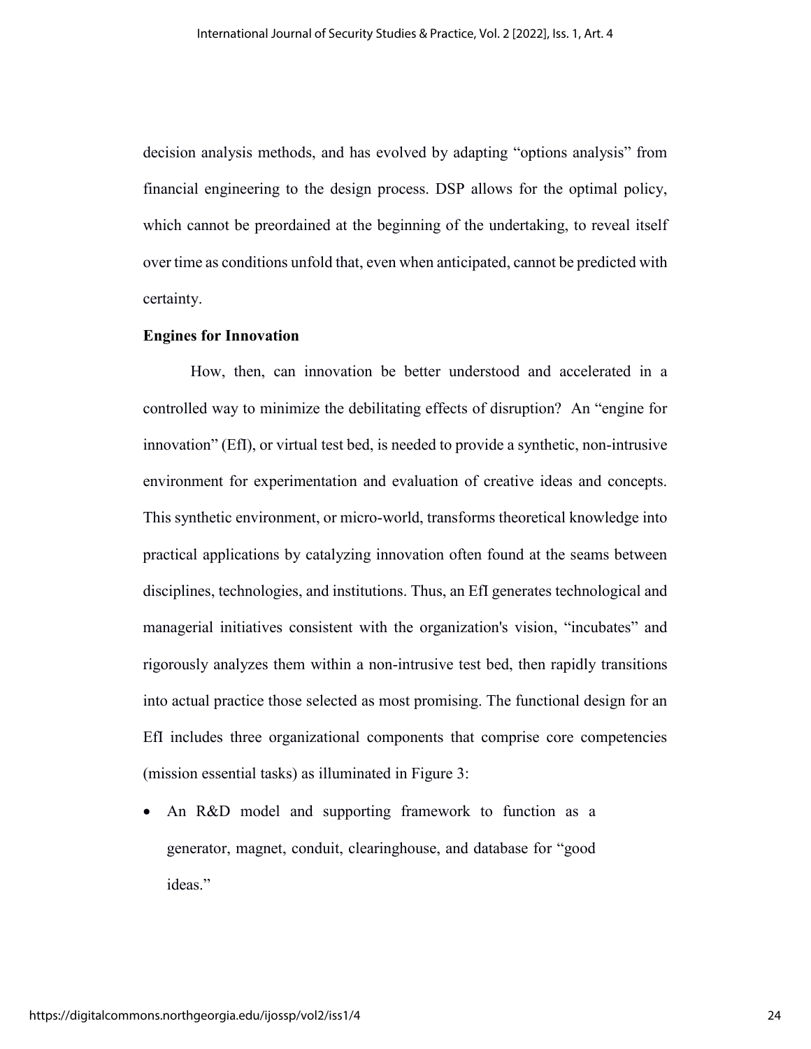decision analysis methods, and has evolved by adapting "options analysis" from financial engineering to the design process. DSP allows for the optimal policy, which cannot be preordained at the beginning of the undertaking, to reveal itself over time as conditions unfold that, even when anticipated, cannot be predicted with certainty.

**Engines for Innovation**

How, then, can innovation be better understood and accelerated in a controlled way to minimize the debilitating effects of disruption? An "engine for innovation" (EfI), or virtual test bed, is needed to provide a synthetic, non-intrusive environment for experimentation and evaluation of creative ideas and concepts. This synthetic environment, or micro-world, transforms theoretical knowledge into practical applications by catalyzing innovation often found at the seams between disciplines, technologies, and institutions. Thus, an EfI generates technological and managerial initiatives consistent with the organization's vision, "incubates" and rigorously analyzes them within a non-intrusive test bed, then rapidly transitions into actual practice those selected as most promising. The functional design for an EfI includes three organizational components that comprise core competencies (mission essential tasks) as illuminated in Figure 3:

- An R&D model and supporting framework to function as a generator, magnet, conduit, clearinghouse, and database for "good ideas."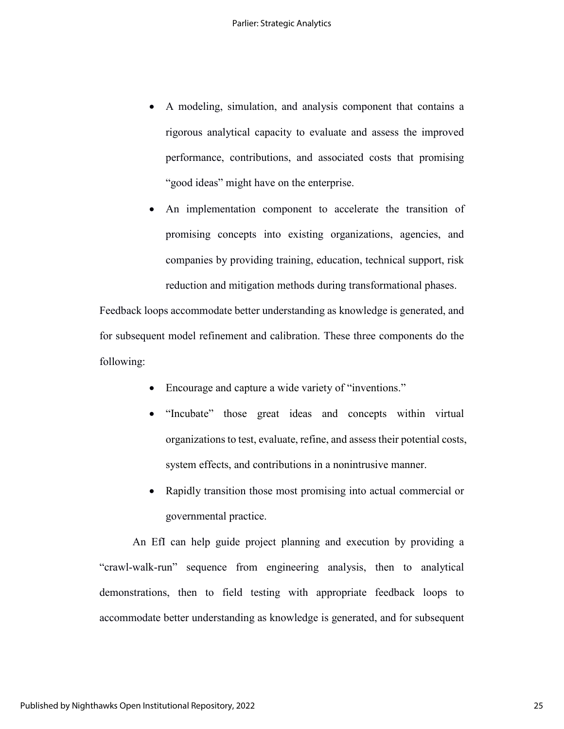- A modeling, simulation, and analysis component that contains a rigorous analytical capacity to evaluate and assess the improved performance, contributions, and associated costs that promising "good ideas" might have on the enterprise.
- An implementation component to accelerate the transition of promising concepts into existing organizations, agencies, and companies by providing training, education, technical support, risk reduction and mitigation methods during transformational phases.

Feedback loops accommodate better understanding as knowledge is generated, and for subsequent model refinement and calibration. These three components do the following:

- Encourage and capture a wide variety of "inventions."
- "Incubate" those great ideas and concepts within virtual organizations to test, evaluate, refine, and assess their potential costs, system effects, and contributions in a nonintrusive manner.
- Rapidly transition those most promising into actual commercial or governmental practice.

An EfI can help guide project planning and execution by providing a "crawl-walk-run" sequence from engineering analysis, then to analytical demonstrations, then to field testing with appropriate feedback loops to accommodate better understanding as knowledge is generated, and for subsequent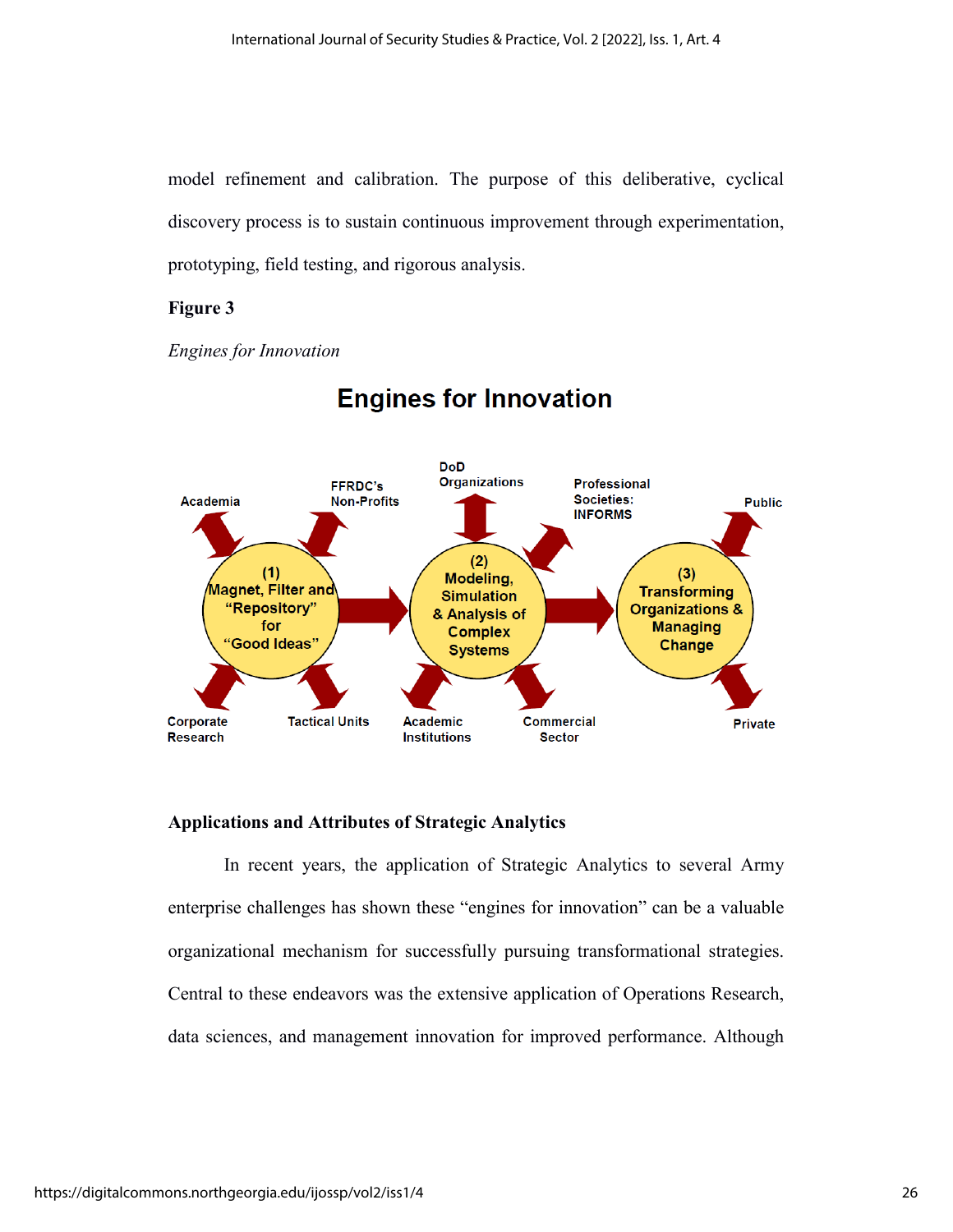model refinement and calibration. The purpose of this deliberative, cyclical discovery process is to sustain continuous improvement through experimentation, prototyping, field testing, and rigorous analysis.

**Figure 3**

*Engines for Innovation*

Engines for Innovation

Academia

FFRDC's Non-Profits

DoD Organizations

Professional Societies: INFORMS

Public

(1) Magnet, Filter and "Repository" for "Good Ideas"

(2) Modeling, Simulation & Analysis of Complex Systems

(3) Transforming Organizations & Managing Change

Corporate Research

Tactical Units

Academic Institutions

Commercial Sector

Private

## Applications and Attributes of Strategic Analytics

In recent years, the application of Strategic Analytics to several Army enterprise challenges has shown these "engines for innovation" can be a valuable organizational mechanism for successfully pursuing transformational strategies. Central to these endeavors was the extensive application of Operations Research, data sciences, and management innovation for improved performance. Although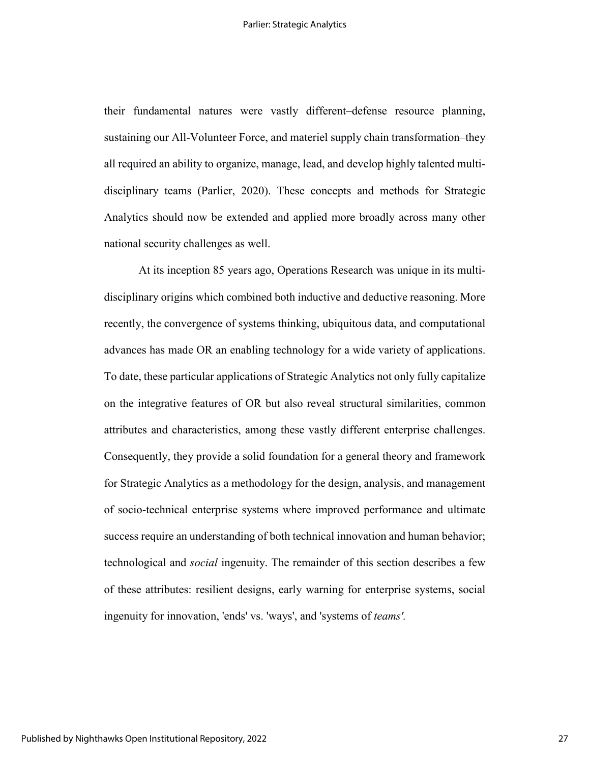their fundamental natures were vastly different–defense resource planning, sustaining our All-Volunteer Force, and materiel supply chain transformation–they all required an ability to organize, manage, lead, and develop highly talented multi-disciplinary teams (Parlier, 2020). These concepts and methods for Strategic Analytics should now be extended and applied more broadly across many other national security challenges as well.

At its inception 85 years ago, Operations Research was unique in its multi-disciplinary origins which combined both inductive and deductive reasoning. More recently, the convergence of systems thinking, ubiquitous data, and computational advances has made OR an enabling technology for a wide variety of applications. To date, these particular applications of Strategic Analytics not only fully capitalize on the integrative features of OR but also reveal structural similarities, common attributes and characteristics, among these vastly different enterprise challenges. Consequently, they provide a solid foundation for a general theory and framework for Strategic Analytics as a methodology for the design, analysis, and management of socio-technical enterprise systems where improved performance and ultimate success require an understanding of both technical innovation and human behavior; technological and *social* ingenuity. The remainder of this section describes a few of these attributes: resilient designs, early warning for enterprise systems, social ingenuity for innovation, 'ends' vs. 'ways', and 'systems of *teams'*.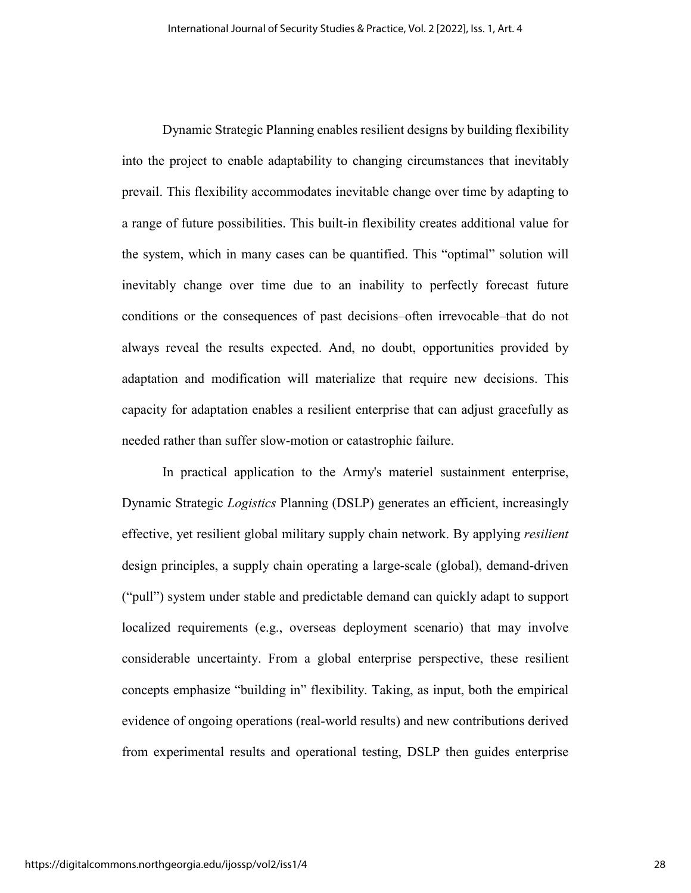Dynamic Strategic Planning enables resilient designs by building flexibility into the project to enable adaptability to changing circumstances that inevitably prevail. This flexibility accommodates inevitable change over time by adapting to a range of future possibilities. This built-in flexibility creates additional value for the system, which in many cases can be quantified. This "optimal" solution will inevitably change over time due to an inability to perfectly forecast future conditions or the consequences of past decisions–often irrevocable–that do not always reveal the results expected. And, no doubt, opportunities provided by adaptation and modification will materialize that require new decisions. This capacity for adaptation enables a resilient enterprise that can adjust gracefully as needed rather than suffer slow-motion or catastrophic failure.

In practical application to the Army's materiel sustainment enterprise, Dynamic Strategic *Logistics* Planning (DSLP) generates an efficient, increasingly effective, yet resilient global military supply chain network. By applying *resilient* design principles, a supply chain operating a large-scale (global), demand-driven ("pull") system under stable and predictable demand can quickly adapt to support localized requirements (e.g., overseas deployment scenario) that may involve considerable uncertainty. From a global enterprise perspective, these resilient concepts emphasize "building in" flexibility. Taking, as input, both the empirical evidence of ongoing operations (real-world results) and new contributions derived from experimental results and operational testing, DSLP then guides enterprise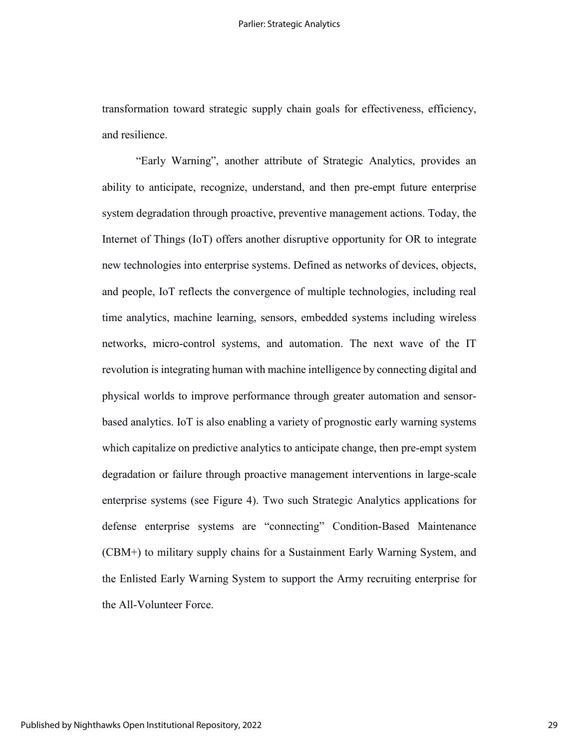transformation toward strategic supply chain goals for effectiveness, efficiency, and resilience.

"Early Warning", another attribute of Strategic Analytics, provides an ability to anticipate, recognize, understand, and then pre-empt future enterprise system degradation through proactive, preventive management actions. Today, the Internet of Things (IoT) offers another disruptive opportunity for OR to integrate new technologies into enterprise systems. Defined as networks of devices, objects, and people, IoT reflects the convergence of multiple technologies, including real time analytics, machine learning, sensors, embedded systems including wireless networks, micro-control systems, and automation. The next wave of the IT revolution is integrating human with machine intelligence by connecting digital and physical worlds to improve performance through greater automation and sensor-based analytics. IoT is also enabling a variety of prognostic early warning systems which capitalize on predictive analytics to anticipate change, then pre-empt system degradation or failure through proactive management interventions in large-scale enterprise systems (see Figure 4). Two such Strategic Analytics applications for defense enterprise systems are "connecting" Condition-Based Maintenance (CBM+) to military supply chains for a Sustainment Early Warning System, and the Enlisted Early Warning System to support the Army recruiting enterprise for the All-Volunteer Force.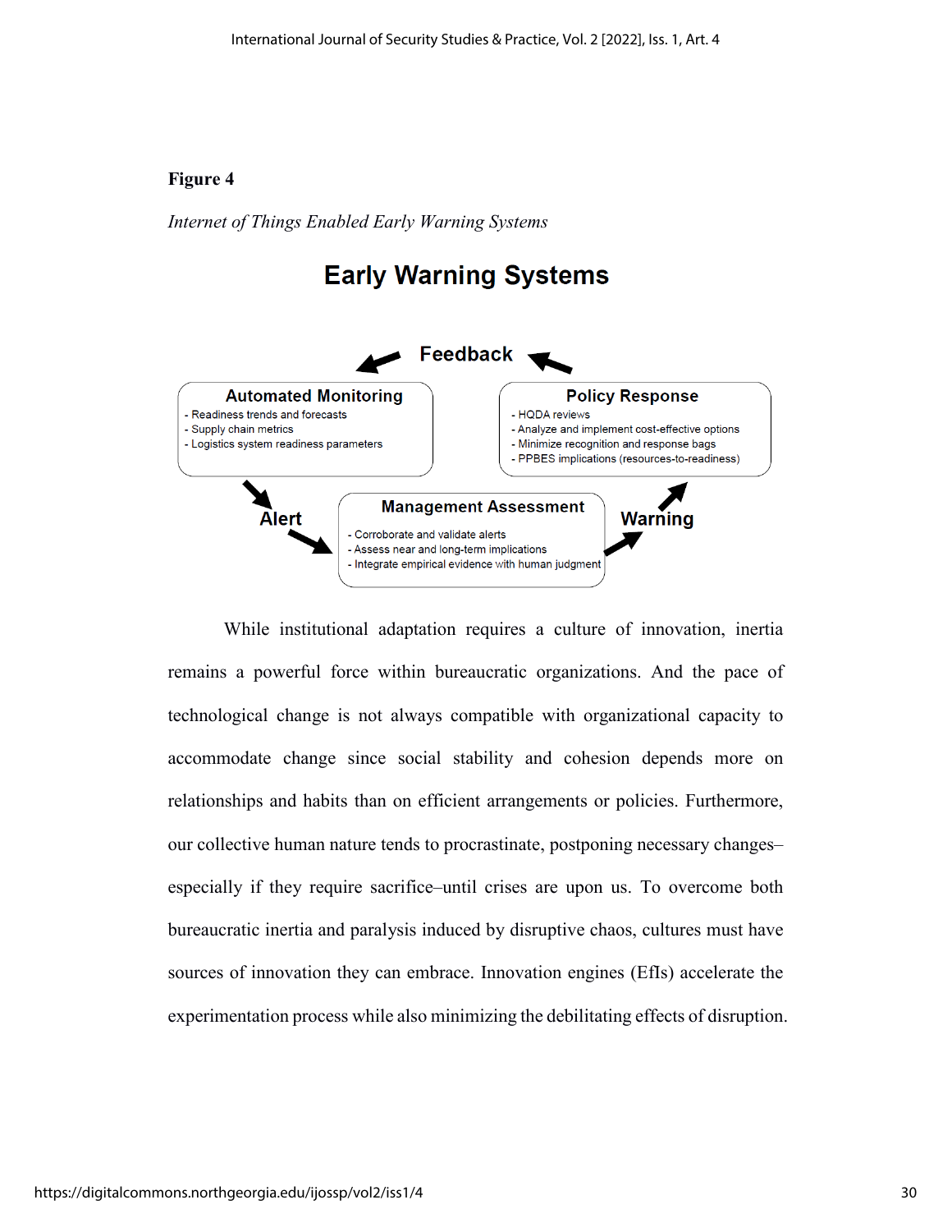**Figure 4**

*Internet of Things Enabled Early Warning Systems*

Early Warning Systems

Feedback

Automated Monitoring
- Readiness trends and forecasts
- Supply chain metrics
- Logistics system readiness parameters

Policy Response
- HQDA reviews
- Analyze and implement cost-effective options
- Minimize recognition and response bags
- PPBES implications (resources-to-readiness)

Alert

Management Assessment
- Corroborate and validate alerts
- Assess near and long-term implications
- Integrate empirical evidence with human judgment

Warning

While institutional adaptation requires a culture of innovation, inertia remains a powerful force within bureaucratic organizations. And the pace of technological change is not always compatible with organizational capacity to accommodate change since social stability and cohesion depends more on relationships and habits than on efficient arrangements or policies. Furthermore, our collective human nature tends to procrastinate, postponing necessary changes–especially if they require sacrifice–until crises are upon us. To overcome both bureaucratic inertia and paralysis induced by disruptive chaos, cultures must have sources of innovation they can embrace. Innovation engines (EfIs) accelerate the experimentation process while also minimizing the debilitating effects of disruption.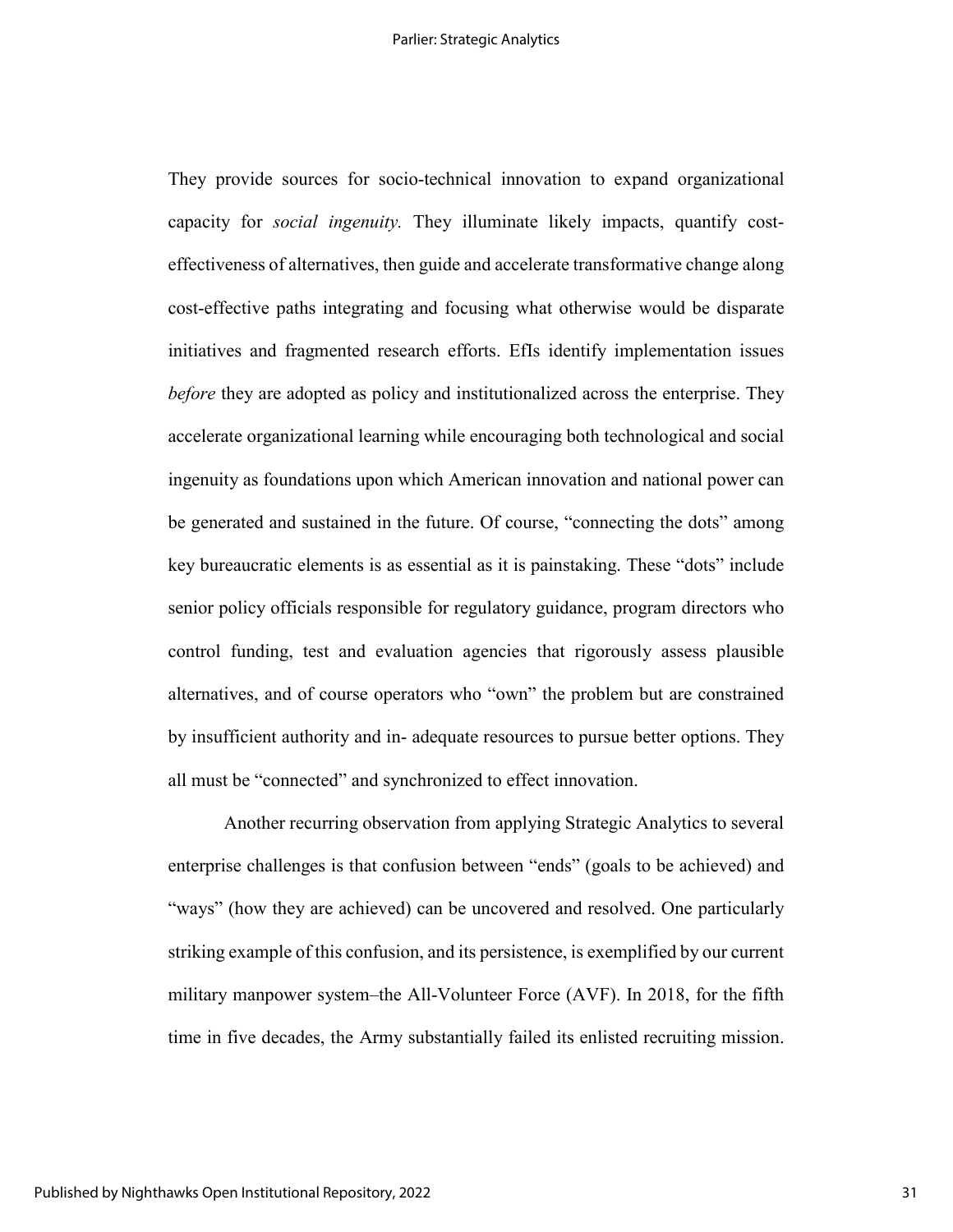They provide sources for socio-technical innovation to expand organizational capacity for *social ingenuity.* They illuminate likely impacts, quantify cost-effectiveness of alternatives, then guide and accelerate transformative change along cost-effective paths integrating and focusing what otherwise would be disparate initiatives and fragmented research efforts. EfIs identify implementation issues *before* they are adopted as policy and institutionalized across the enterprise. They accelerate organizational learning while encouraging both technological and social ingenuity as foundations upon which American innovation and national power can be generated and sustained in the future. Of course, "connecting the dots" among key bureaucratic elements is as essential as it is painstaking. These "dots" include senior policy officials responsible for regulatory guidance, program directors who control funding, test and evaluation agencies that rigorously assess plausible alternatives, and of course operators who "own" the problem but are constrained by insufficient authority and in- adequate resources to pursue better options. They all must be "connected" and synchronized to effect innovation.

Another recurring observation from applying Strategic Analytics to several enterprise challenges is that confusion between "ends" (goals to be achieved) and "ways" (how they are achieved) can be uncovered and resolved. One particularly striking example of this confusion, and its persistence, is exemplified by our current military manpower system–the All-Volunteer Force (AVF). In 2018, for the fifth time in five decades, the Army substantially failed its enlisted recruiting mission.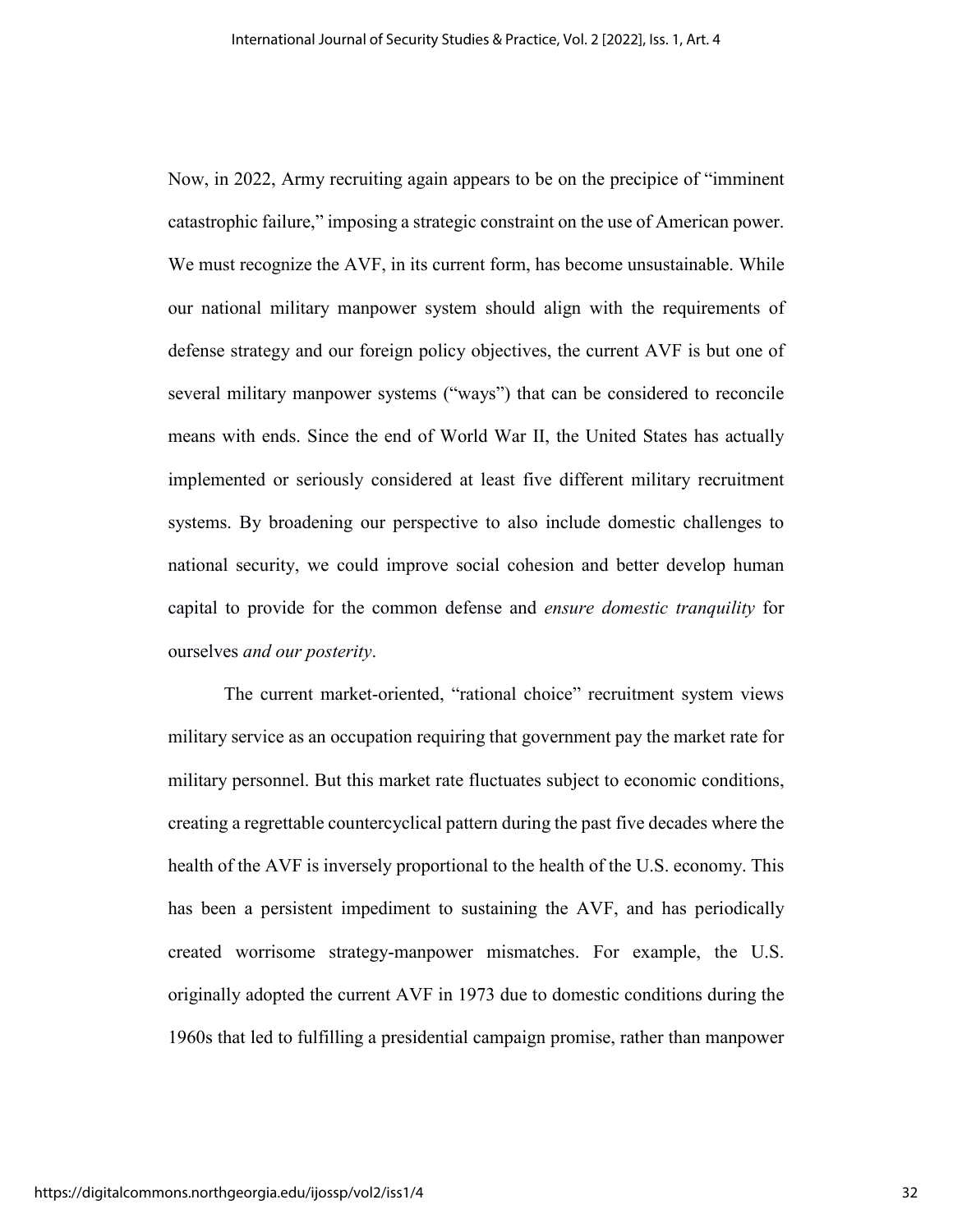Now, in 2022, Army recruiting again appears to be on the precipice of "imminent catastrophic failure," imposing a strategic constraint on the use of American power. We must recognize the AVF, in its current form, has become unsustainable. While our national military manpower system should align with the requirements of defense strategy and our foreign policy objectives, the current AVF is but one of several military manpower systems ("ways") that can be considered to reconcile means with ends. Since the end of World War II, the United States has actually implemented or seriously considered at least five different military recruitment systems. By broadening our perspective to also include domestic challenges to national security, we could improve social cohesion and better develop human capital to provide for the common defense and *ensure domestic tranquility* for ourselves *and our posterity*.

The current market-oriented, "rational choice" recruitment system views military service as an occupation requiring that government pay the market rate for military personnel. But this market rate fluctuates subject to economic conditions, creating a regrettable countercyclical pattern during the past five decades where the health of the AVF is inversely proportional to the health of the U.S. economy. This has been a persistent impediment to sustaining the AVF, and has periodically created worrisome strategy-manpower mismatches. For example, the U.S. originally adopted the current AVF in 1973 due to domestic conditions during the 1960s that led to fulfilling a presidential campaign promise, rather than manpower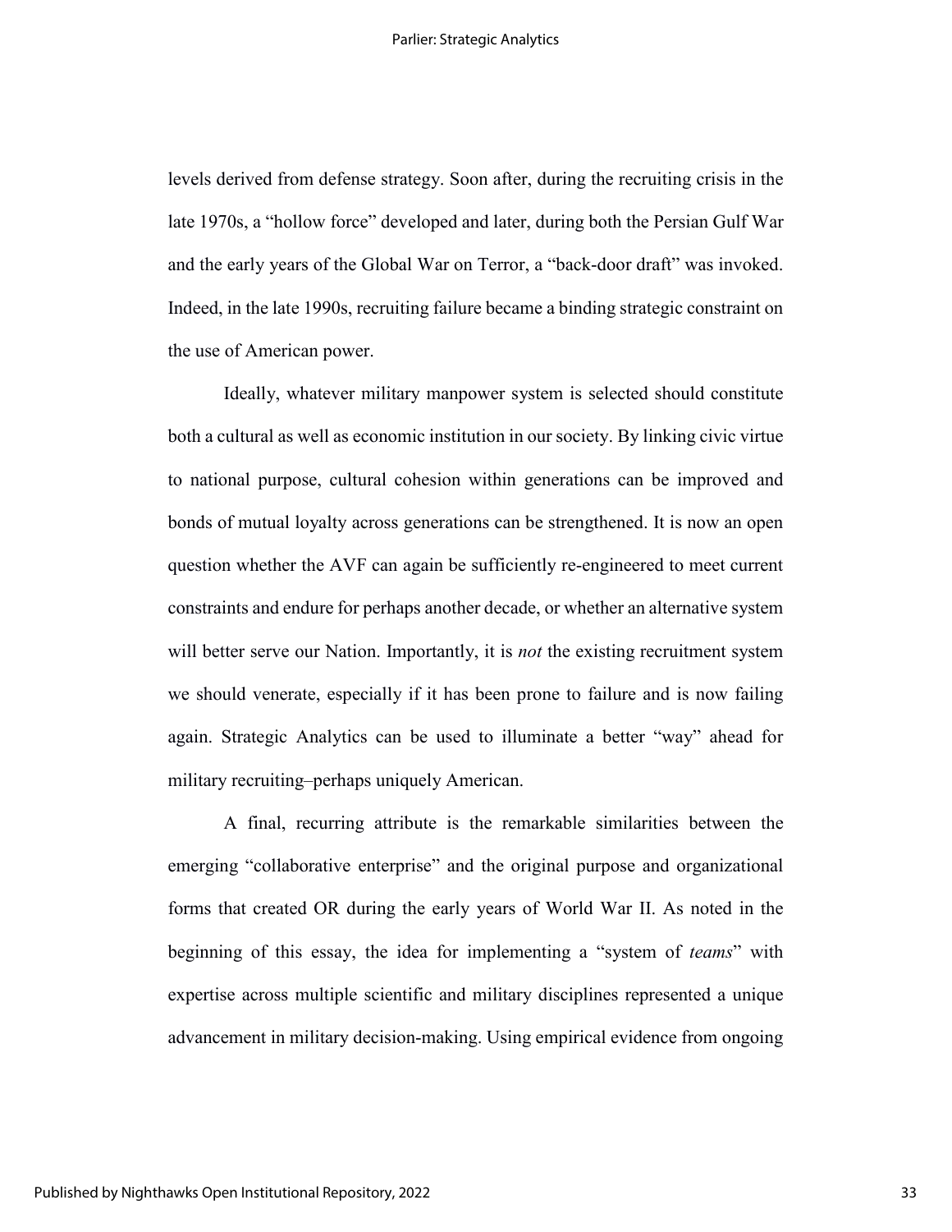levels derived from defense strategy. Soon after, during the recruiting crisis in the late 1970s, a "hollow force" developed and later, during both the Persian Gulf War and the early years of the Global War on Terror, a "back-door draft" was invoked. Indeed, in the late 1990s, recruiting failure became a binding strategic constraint on the use of American power.

Ideally, whatever military manpower system is selected should constitute both a cultural as well as economic institution in our society. By linking civic virtue to national purpose, cultural cohesion within generations can be improved and bonds of mutual loyalty across generations can be strengthened. It is now an open question whether the AVF can again be sufficiently re-engineered to meet current constraints and endure for perhaps another decade, or whether an alternative system will better serve our Nation. Importantly, it is *not* the existing recruitment system we should venerate, especially if it has been prone to failure and is now failing again. Strategic Analytics can be used to illuminate a better "way" ahead for military recruiting–perhaps uniquely American.

A final, recurring attribute is the remarkable similarities between the emerging "collaborative enterprise" and the original purpose and organizational forms that created OR during the early years of World War II. As noted in the beginning of this essay, the idea for implementing a "system of *teams*" with expertise across multiple scientific and military disciplines represented a unique advancement in military decision-making. Using empirical evidence from ongoing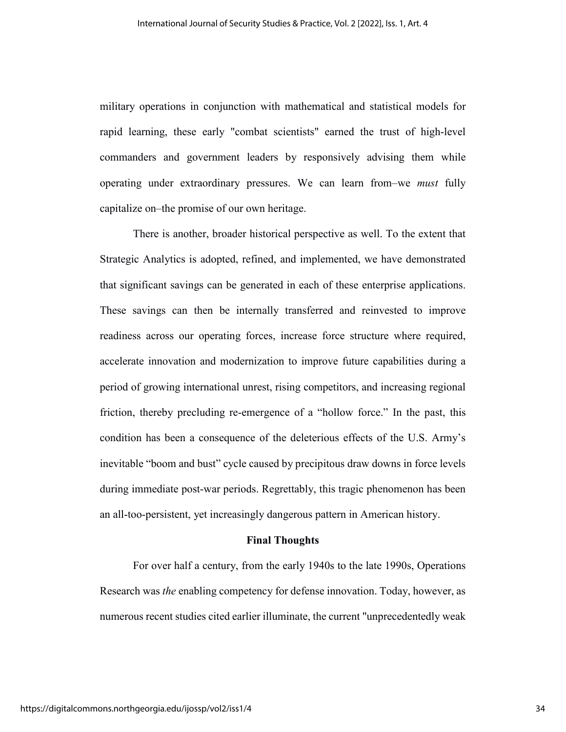military operations in conjunction with mathematical and statistical models for rapid learning, these early "combat scientists" earned the trust of high-level commanders and government leaders by responsively advising them while operating under extraordinary pressures. We can learn from–we *must* fully capitalize on–the promise of our own heritage.

There is another, broader historical perspective as well. To the extent that Strategic Analytics is adopted, refined, and implemented, we have demonstrated that significant savings can be generated in each of these enterprise applications. These savings can then be internally transferred and reinvested to improve readiness across our operating forces, increase force structure where required, accelerate innovation and modernization to improve future capabilities during a period of growing international unrest, rising competitors, and increasing regional friction, thereby precluding re-emergence of a "hollow force." In the past, this condition has been a consequence of the deleterious effects of the U.S. Army's inevitable "boom and bust" cycle caused by precipitous draw downs in force levels during immediate post-war periods. Regrettably, this tragic phenomenon has been an all-too-persistent, yet increasingly dangerous pattern in American history.

## Final Thoughts

For over half a century, from the early 1940s to the late 1990s, Operations Research was *the* enabling competency for defense innovation. Today, however, as numerous recent studies cited earlier illuminate, the current "unprecedentedly weak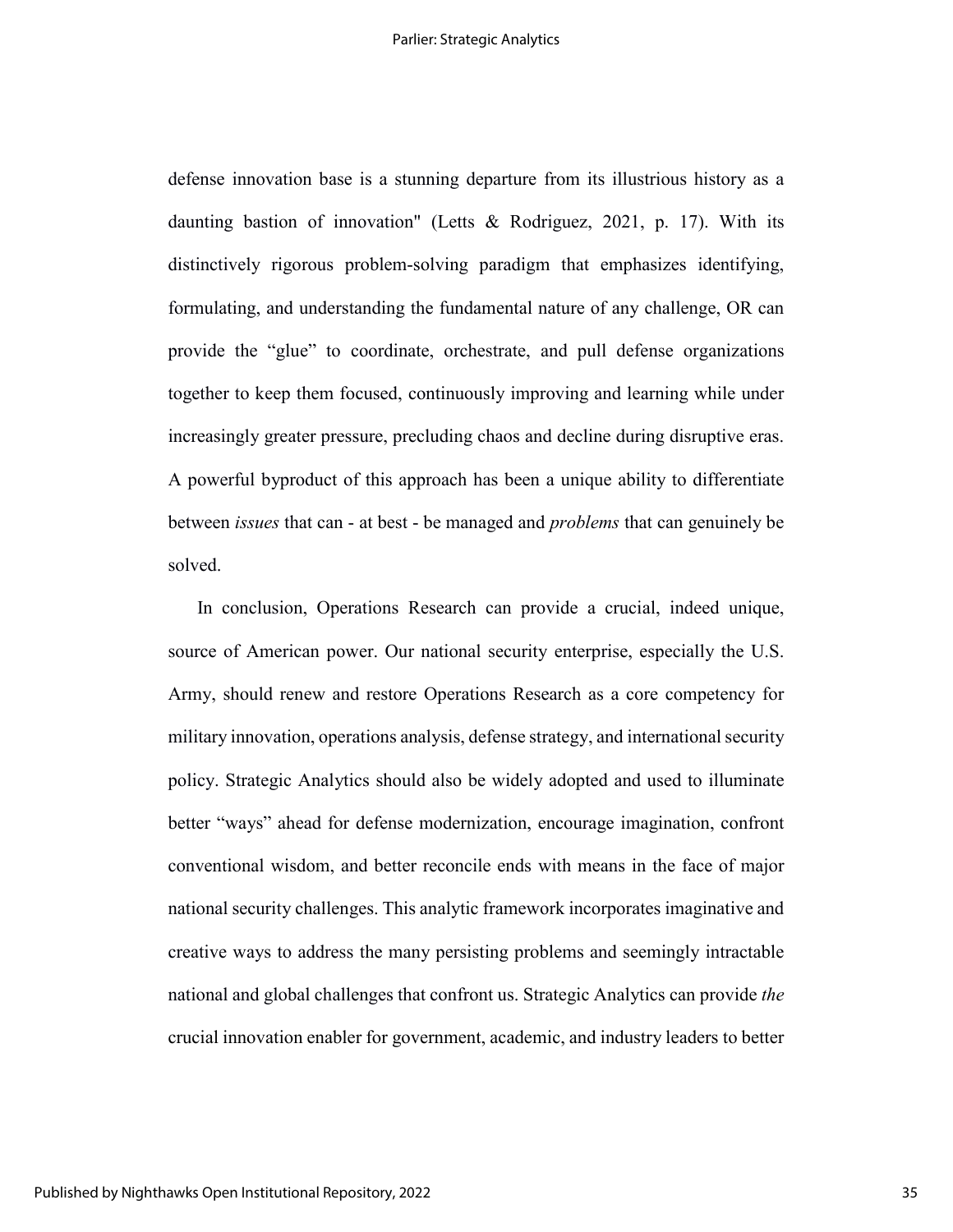defense innovation base is a stunning departure from its illustrious history as a daunting bastion of innovation" (Letts & Rodriguez, 2021, p. 17). With its distinctively rigorous problem-solving paradigm that emphasizes identifying, formulating, and understanding the fundamental nature of any challenge, OR can provide the “glue” to coordinate, orchestrate, and pull defense organizations together to keep them focused, continuously improving and learning while under increasingly greater pressure, precluding chaos and decline during disruptive eras. A powerful byproduct of this approach has been a unique ability to differentiate between *issues* that can - at best - be managed and *problems* that can genuinely be solved.

In conclusion, Operations Research can provide a crucial, indeed unique, source of American power. Our national security enterprise, especially the U.S. Army, should renew and restore Operations Research as a core competency for military innovation, operations analysis, defense strategy, and international security policy. Strategic Analytics should also be widely adopted and used to illuminate better “ways” ahead for defense modernization, encourage imagination, confront conventional wisdom, and better reconcile ends with means in the face of major national security challenges. This analytic framework incorporates imaginative and creative ways to address the many persisting problems and seemingly intractable national and global challenges that confront us. Strategic Analytics can provide *the* crucial innovation enabler for government, academic, and industry leaders to better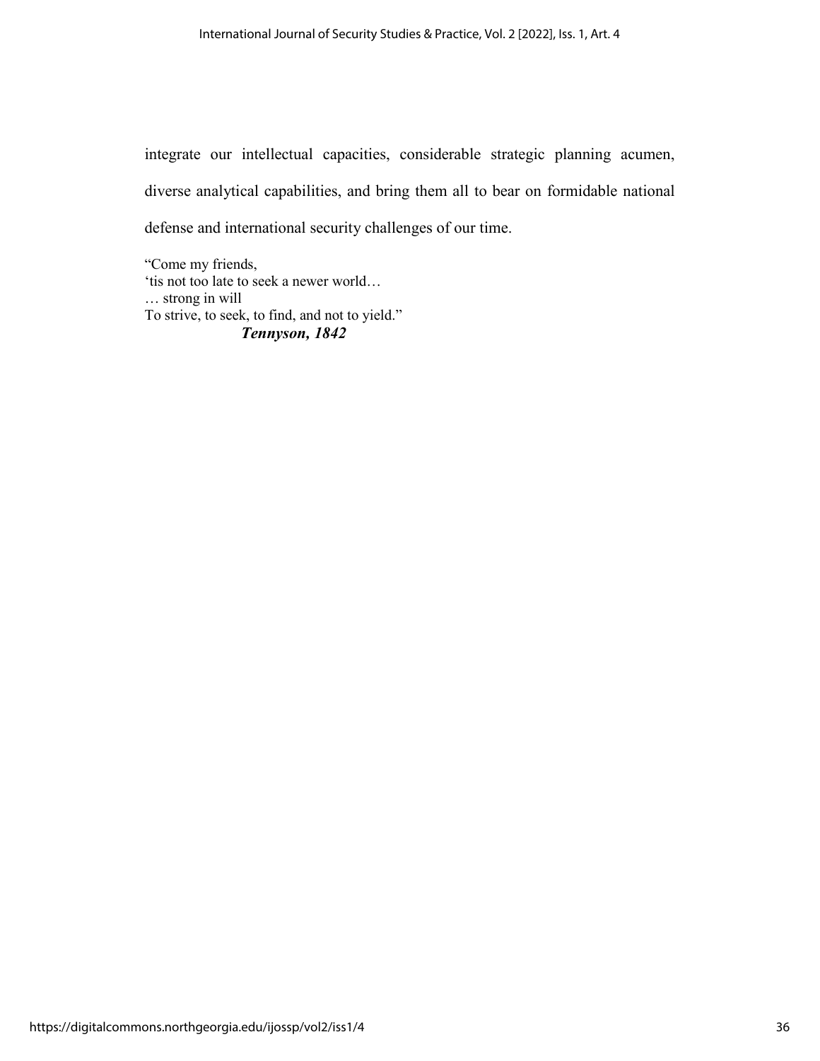integrate our intellectual capacities, considerable strategic planning acumen, diverse analytical capabilities, and bring them all to bear on formidable national defense and international security challenges of our time.

"Come my friends,  
'tis not too late to seek a newer world…  
… strong in will  
To strive, to seek, to find, and not to yield."  
***Tennyson, 1842***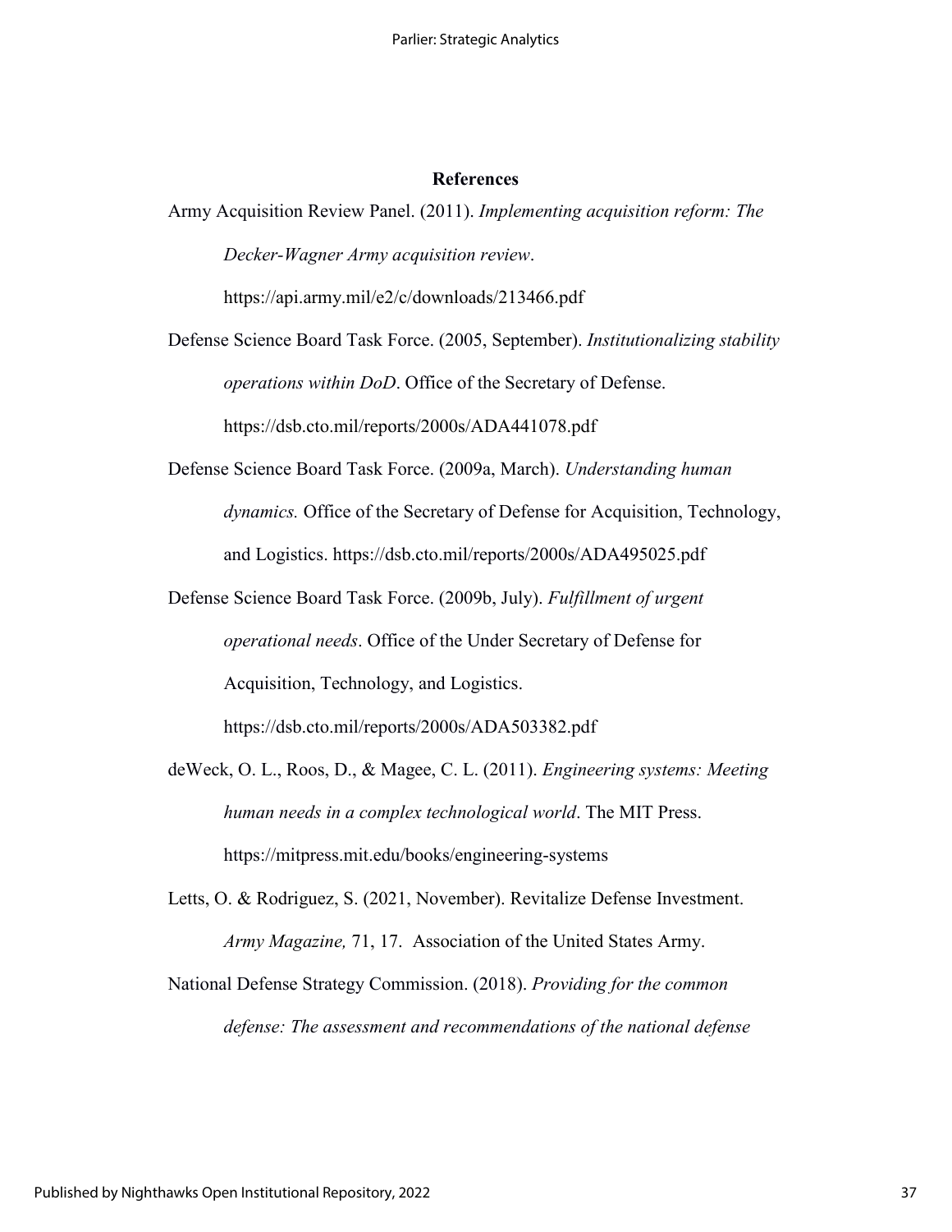## References

Army Acquisition Review Panel. (2011). *Implementing acquisition reform: The Decker-Wagner Army acquisition review*. https://api.army.mil/e2/c/downloads/213466.pdf

Defense Science Board Task Force. (2005, September). *Institutionalizing stability operations within DoD*. Office of the Secretary of Defense. https://dsb.cto.mil/reports/2000s/ADA441078.pdf

Defense Science Board Task Force. (2009a, March). *Understanding human dynamics.* Office of the Secretary of Defense for Acquisition, Technology, and Logistics. https://dsb.cto.mil/reports/2000s/ADA495025.pdf

Defense Science Board Task Force. (2009b, July). *Fulfillment of urgent operational needs*. Office of the Under Secretary of Defense for Acquisition, Technology, and Logistics. https://dsb.cto.mil/reports/2000s/ADA503382.pdf

deWeck, O. L., Roos, D., & Magee, C. L. (2011). *Engineering systems: Meeting human needs in a complex technological world*. The MIT Press. https://mitpress.mit.edu/books/engineering-systems

Letts, O. & Rodriguez, S. (2021, November). Revitalize Defense Investment. *Army Magazine,* 71, 17. Association of the United States Army.

National Defense Strategy Commission. (2018). *Providing for the common defense: The assessment and recommendations of the national defense*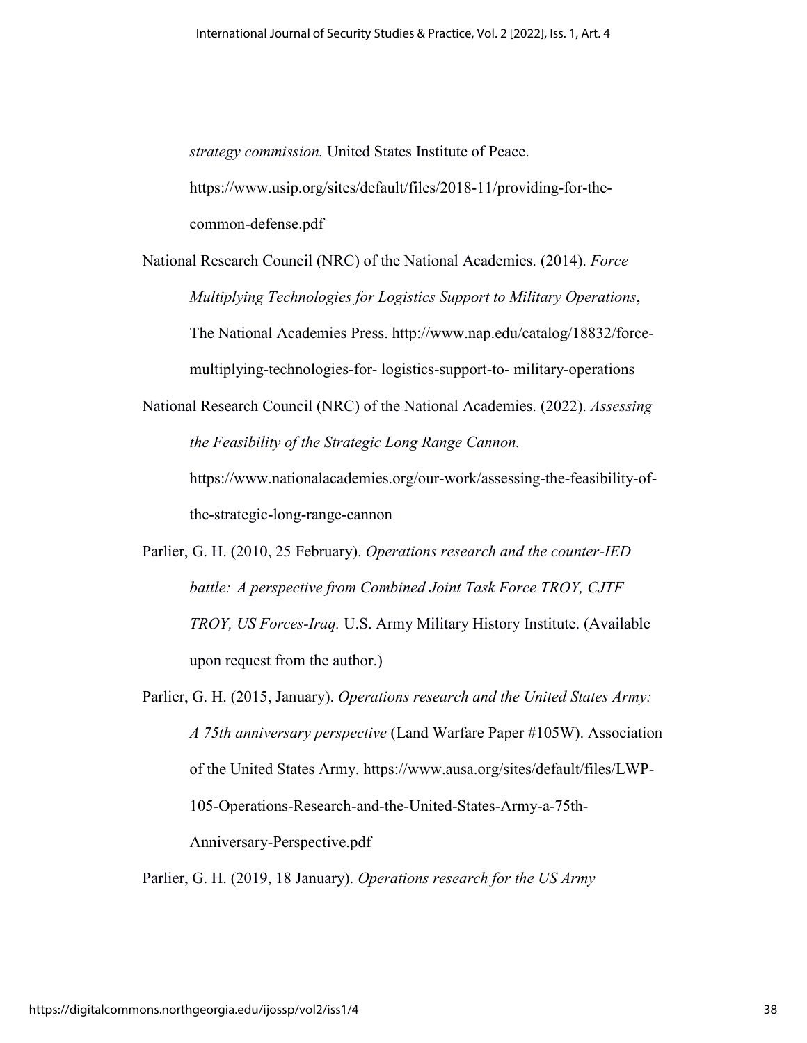*strategy commission.* United States Institute of Peace. https://www.usip.org/sites/default/files/2018-11/providing-for-the-common-defense.pdf

National Research Council (NRC) of the National Academies. (2014). *Force Multiplying Technologies for Logistics Support to Military Operations*, The National Academies Press. http://www.nap.edu/catalog/18832/force-multiplying-technologies-for- logistics-support-to- military-operations

National Research Council (NRC) of the National Academies. (2022). *Assessing the Feasibility of the Strategic Long Range Cannon.* https://www.nationalacademies.org/our-work/assessing-the-feasibility-of-the-strategic-long-range-cannon

Parlier, G. H. (2010, 25 February). *Operations research and the counter-IED battle: A perspective from Combined Joint Task Force TROY, CJTF TROY, US Forces-Iraq.* U.S. Army Military History Institute. (Available upon request from the author.)

Parlier, G. H. (2015, January). *Operations research and the United States Army: A 75th anniversary perspective* (Land Warfare Paper #105W). Association of the United States Army. https://www.ausa.org/sites/default/files/LWP-105-Operations-Research-and-the-United-States-Army-a-75th-Anniversary-Perspective.pdf

Parlier, G. H. (2019, 18 January). *Operations research for the US Army*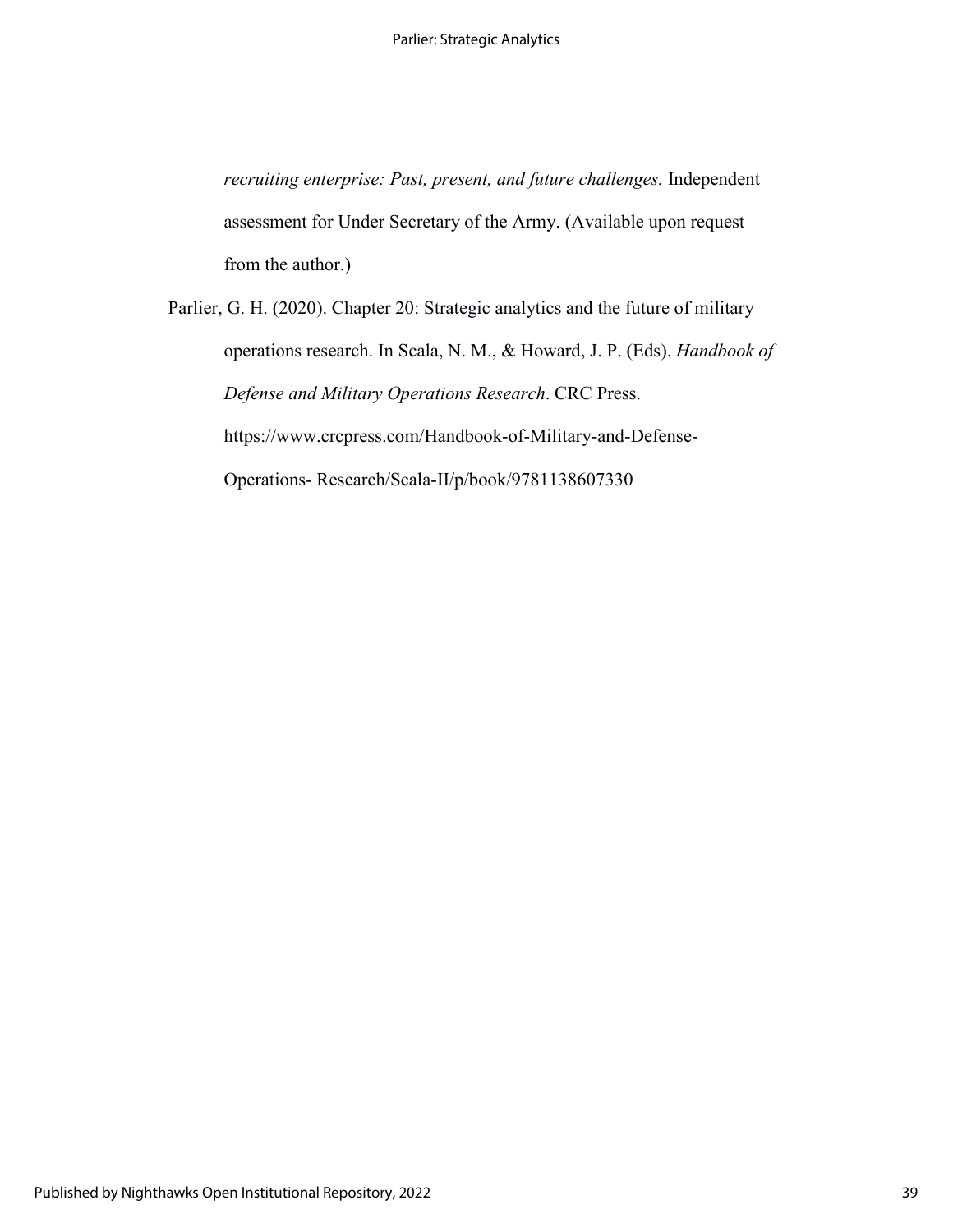*recruiting enterprise: Past, present, and future challenges.* Independent assessment for Under Secretary of the Army. (Available upon request from the author.)

Parlier, G. H. (2020). Chapter 20: Strategic analytics and the future of military operations research. In Scala, N. M., & Howard, J. P. (Eds). *Handbook of Defense and Military Operations Research*. CRC Press. https://www.crcpress.com/Handbook-of-Military-and-Defense-Operations- Research/Scala-II/p/book/9781138607330